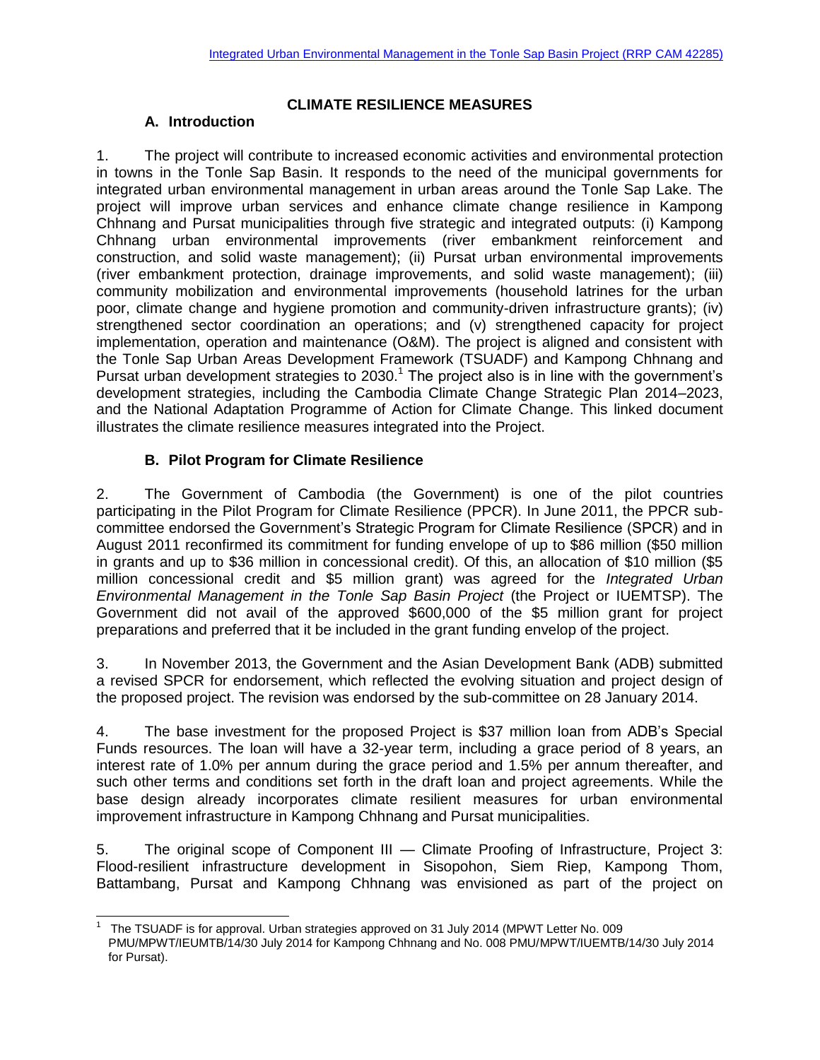## CLIMATE RESILIENCE MEASURES

### A. Introduction

1. The project will contribute to increased economic activities and environmental protection in towns in the Tonle Sap Basin. It responds to the need of the municipal governments for integrated urban environmental management in urban areas around the Tonle Sap Lake. The project will improve urban services and enhance climate change resilience in Kampong Chhnang and Pursat municipalities through five strategic and integrated outputs: (i) Kampong Chhnang urban environmental improvements (river embankment reinforcement and construction, and solid waste management); (ii) Pursat urban environmental improvements (river embankment protection, drainage improvements, and solid waste management); (iii) community mobilization and environmental improvements (household latrines for the urban poor, climate change and hygiene promotion and community-driven infrastructure grants); (iv) strengthened sector coordination an operations; and (v) strengthened capacity for project implementation, operation and maintenance (O&M). The project is aligned and consistent with the Tonle Sap Urban Areas Development Framework (TSUADF) and Kampong Chhnang and Pursat urban development strategies to 2030.[1] The project also is in line with the government's development strategies, including the Cambodia Climate Change Strategic Plan 2014–2023, and the National Adaptation Programme of Action for Climate Change. This linked document illustrates the climate resilience measures integrated into the Project.

### B. Pilot Program for Climate Resilience

2. The Government of Cambodia (the Government) is one of the pilot countries participating in the Pilot Program for Climate Resilience (PPCR). In June 2011, the PPCR sub-committee endorsed the Government's Strategic Program for Climate Resilience (SPCR) and in August 2011 reconfirmed its commitment for funding envelope of up to $86 million ($50 million in grants and up to $36 million in concessional credit). Of this, an allocation of $10 million ($5 million concessional credit and $5 million grant) was agreed for the *Integrated Urban Environmental Management in the Tonle Sap Basin Project* (the Project or IUEMTSP). The Government did not avail of the approved $600,000 of the $5 million grant for project preparations and preferred that it be included in the grant funding envelop of the project.

3. In November 2013, the Government and the Asian Development Bank (ADB) submitted a revised SPCR for endorsement, which reflected the evolving situation and project design of the proposed project. The revision was endorsed by the sub-committee on 28 January 2014.

4. The base investment for the proposed Project is $37 million loan from ADB's Special Funds resources. The loan will have a 32-year term, including a grace period of 8 years, an interest rate of 1.0% per annum during the grace period and 1.5% per annum thereafter, and such other terms and conditions set forth in the draft loan and project agreements. While the base design already incorporates climate resilient measures for urban environmental improvement infrastructure in Kampong Chhnang and Pursat municipalities.

5. The original scope of Component III — Climate Proofing of Infrastructure, Project 3: Flood-resilient infrastructure development in Sisopohon, Siem Riep, Kampong Thom, Battambang, Pursat and Kampong Chhnang was envisioned as part of the project on

---

[1] The TSUADF is for approval. Urban strategies approved on 31 July 2014 (MPWT Letter No. 009 PMU/MPWT/IEUMTB/14/30 July 2014 for Kampong Chhnang and No. 008 PMU/MPWT/IUEMTB/14/30 July 2014 for Pursat).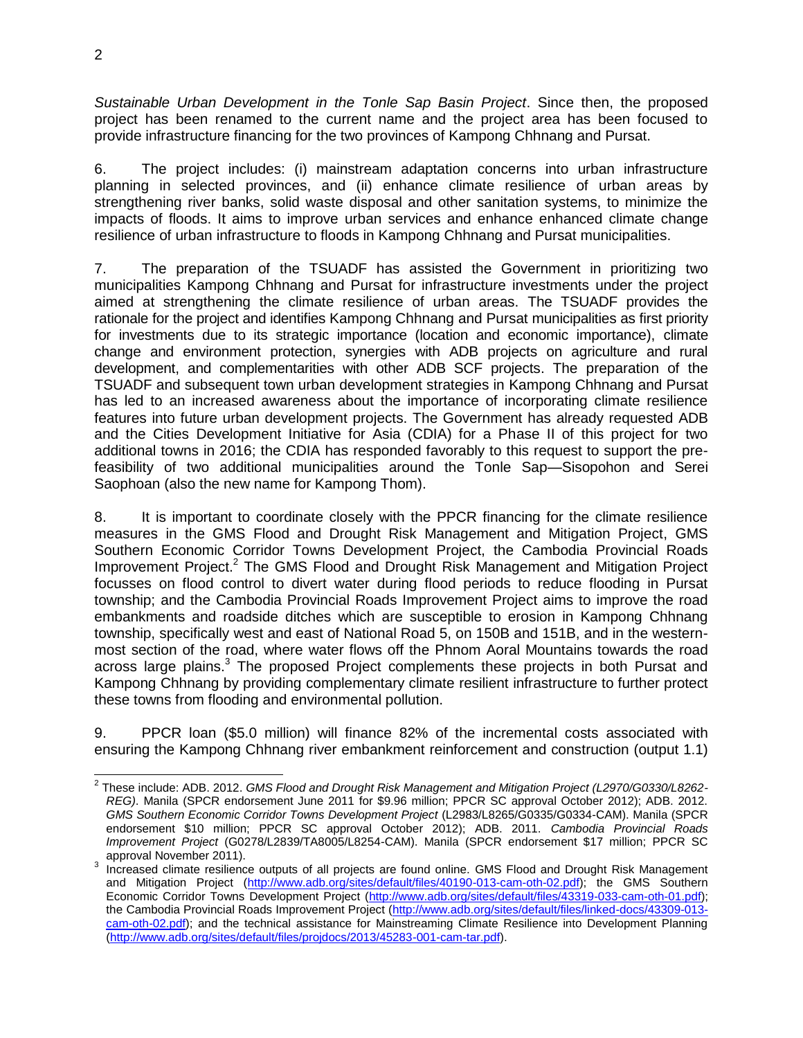*Sustainable Urban Development in the Tonle Sap Basin Project*. Since then, the proposed project has been renamed to the current name and the project area has been focused to provide infrastructure financing for the two provinces of Kampong Chhnang and Pursat.

6. The project includes: (i) mainstream adaptation concerns into urban infrastructure planning in selected provinces, and (ii) enhance climate resilience of urban areas by strengthening river banks, solid waste disposal and other sanitation systems, to minimize the impacts of floods. It aims to improve urban services and enhance enhanced climate change resilience of urban infrastructure to floods in Kampong Chhnang and Pursat municipalities.

7. The preparation of the TSUADF has assisted the Government in prioritizing two municipalities Kampong Chhnang and Pursat for infrastructure investments under the project aimed at strengthening the climate resilience of urban areas. The TSUADF provides the rationale for the project and identifies Kampong Chhnang and Pursat municipalities as first priority for investments due to its strategic importance (location and economic importance), climate change and environment protection, synergies with ADB projects on agriculture and rural development, and complementarities with other ADB SCF projects. The preparation of the TSUADF and subsequent town urban development strategies in Kampong Chhnang and Pursat has led to an increased awareness about the importance of incorporating climate resilience features into future urban development projects. The Government has already requested ADB and the Cities Development Initiative for Asia (CDIA) for a Phase II of this project for two additional towns in 2016; the CDIA has responded favorably to this request to support the pre-feasibility of two additional municipalities around the Tonle Sap—Sisopohon and Serei Saophoan (also the new name for Kampong Thom).

8. It is important to coordinate closely with the PPCR financing for the climate resilience measures in the GMS Flood and Drought Risk Management and Mitigation Project, GMS Southern Economic Corridor Towns Development Project, the Cambodia Provincial Roads Improvement Project.[2] The GMS Flood and Drought Risk Management and Mitigation Project focusses on flood control to divert water during flood periods to reduce flooding in Pursat township; and the Cambodia Provincial Roads Improvement Project aims to improve the road embankments and roadside ditches which are susceptible to erosion in Kampong Chhnang township, specifically west and east of National Road 5, on 150B and 151B, and in the western-most section of the road, where water flows off the Phnom Aoral Mountains towards the road across large plains.[3] The proposed Project complements these projects in both Pursat and Kampong Chhnang by providing complementary climate resilient infrastructure to further protect these towns from flooding and environmental pollution.

9. PPCR loan ($5.0 million) will finance 82% of the incremental costs associated with ensuring the Kampong Chhnang river embankment reinforcement and construction (output 1.1)

---

[2] These include: ADB. 2012. *GMS Flood and Drought Risk Management and Mitigation Project (L2970/G0330/L8262-REG)*. Manila (SPCR endorsement June 2011 for $9.96 million; PPCR SC approval October 2012); ADB. 2012. *GMS Southern Economic Corridor Towns Development Project* (L2983/L8265/G0335/G0334-CAM). Manila (SPCR endorsement $10 million; PPCR SC approval October 2012); ADB. 2011. *Cambodia Provincial Roads Improvement Project* (G0278/L2839/TA8005/L8254-CAM). Manila (SPCR endorsement $17 million; PPCR SC approval November 2011).

[3] Increased climate resilience outputs of all projects are found online. GMS Flood and Drought Risk Management and Mitigation Project (http://www.adb.org/sites/default/files/40190-013-cam-oth-02.pdf); the GMS Southern Economic Corridor Towns Development Project (http://www.adb.org/sites/default/files/43319-033-cam-oth-01.pdf); the Cambodia Provincial Roads Improvement Project (http://www.adb.org/sites/default/files/linked-docs/43309-013-cam-oth-02.pdf); and the technical assistance for Mainstreaming Climate Resilience into Development Planning (http://www.adb.org/sites/default/files/projdocs/2013/45283-001-cam-tar.pdf).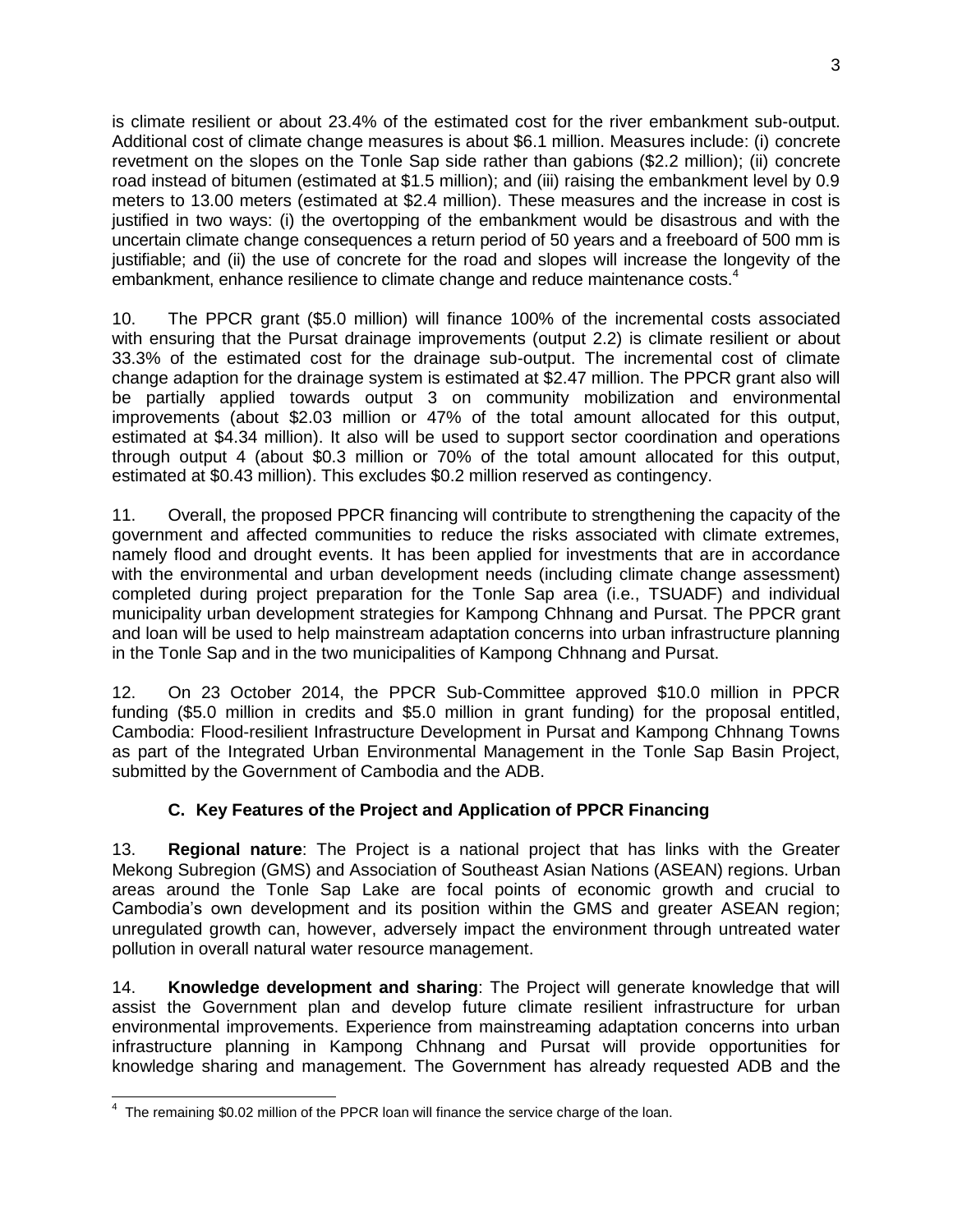is climate resilient or about 23.4% of the estimated cost for the river embankment sub-output. Additional cost of climate change measures is about \$6.1 million. Measures include: (i) concrete revetment on the slopes on the Tonle Sap side rather than gabions (\$2.2 million); (ii) concrete road instead of bitumen (estimated at \$1.5 million); and (iii) raising the embankment level by 0.9 meters to 13.00 meters (estimated at \$2.4 million). These measures and the increase in cost is justified in two ways: (i) the overtopping of the embankment would be disastrous and with the uncertain climate change consequences a return period of 50 years and a freeboard of 500 mm is justifiable; and (ii) the use of concrete for the road and slopes will increase the longevity of the embankment, enhance resilience to climate change and reduce maintenance costs.[4]

10. The PPCR grant (\$5.0 million) will finance 100% of the incremental costs associated with ensuring that the Pursat drainage improvements (output 2.2) is climate resilient or about 33.3% of the estimated cost for the drainage sub-output. The incremental cost of climate change adaption for the drainage system is estimated at \$2.47 million. The PPCR grant also will be partially applied towards output 3 on community mobilization and environmental improvements (about \$2.03 million or 47% of the total amount allocated for this output, estimated at \$4.34 million). It also will be used to support sector coordination and operations through output 4 (about \$0.3 million or 70% of the total amount allocated for this output, estimated at \$0.43 million). This excludes \$0.2 million reserved as contingency.

11. Overall, the proposed PPCR financing will contribute to strengthening the capacity of the government and affected communities to reduce the risks associated with climate extremes, namely flood and drought events. It has been applied for investments that are in accordance with the environmental and urban development needs (including climate change assessment) completed during project preparation for the Tonle Sap area (i.e., TSUADF) and individual municipality urban development strategies for Kampong Chhnang and Pursat. The PPCR grant and loan will be used to help mainstream adaptation concerns into urban infrastructure planning in the Tonle Sap and in the two municipalities of Kampong Chhnang and Pursat.

12. On 23 October 2014, the PPCR Sub-Committee approved \$10.0 million in PPCR funding (\$5.0 million in credits and \$5.0 million in grant funding) for the proposal entitled, Cambodia: Flood-resilient Infrastructure Development in Pursat and Kampong Chhnang Towns as part of the Integrated Urban Environmental Management in the Tonle Sap Basin Project, submitted by the Government of Cambodia and the ADB.

### C. Key Features of the Project and Application of PPCR Financing

13. **Regional nature**: The Project is a national project that has links with the Greater Mekong Subregion (GMS) and Association of Southeast Asian Nations (ASEAN) regions. Urban areas around the Tonle Sap Lake are focal points of economic growth and crucial to Cambodia's own development and its position within the GMS and greater ASEAN region; unregulated growth can, however, adversely impact the environment through untreated water pollution in overall natural water resource management.

14. **Knowledge development and sharing**: The Project will generate knowledge that will assist the Government plan and develop future climate resilient infrastructure for urban environmental improvements. Experience from mainstreaming adaptation concerns into urban infrastructure planning in Kampong Chhnang and Pursat will provide opportunities for knowledge sharing and management. The Government has already requested ADB and the

---

[4] The remaining \$0.02 million of the PPCR loan will finance the service charge of the loan.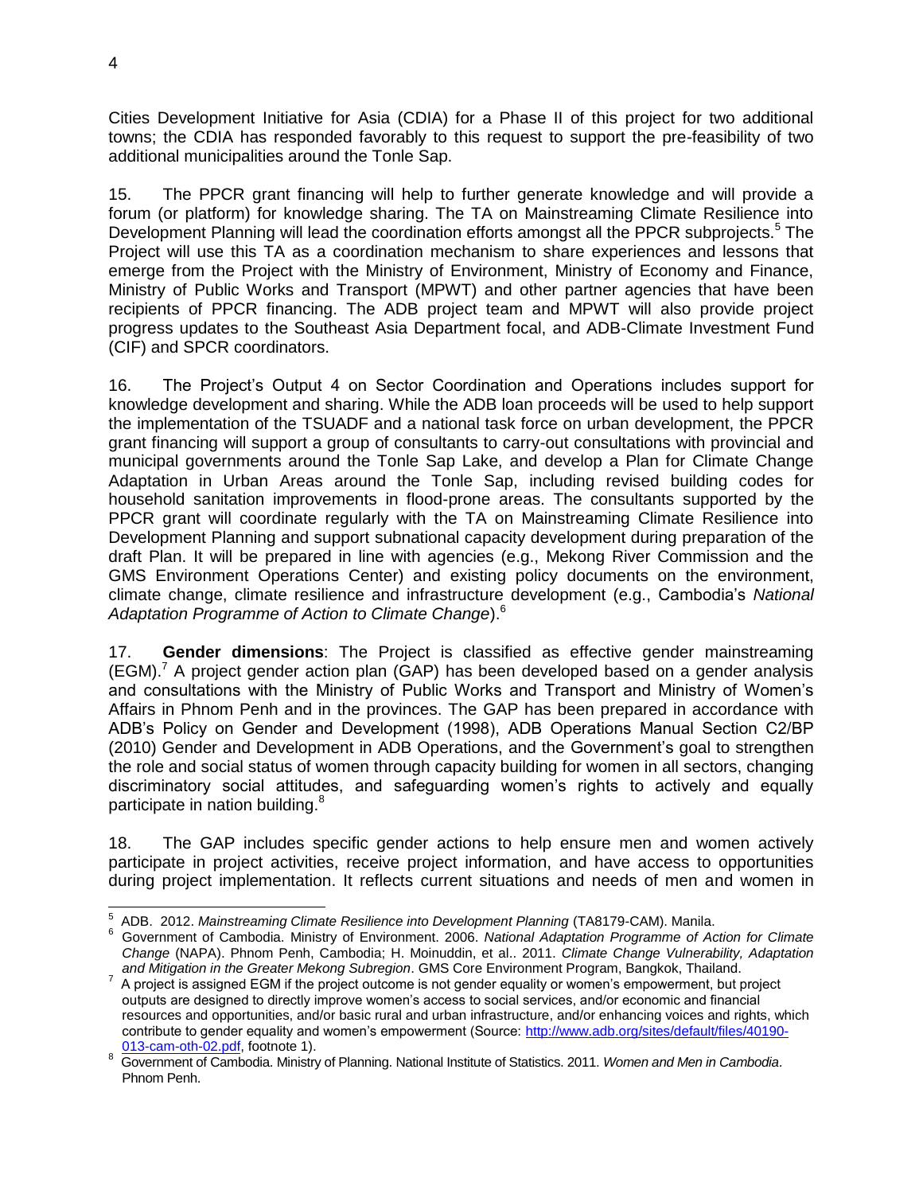Cities Development Initiative for Asia (CDIA) for a Phase II of this project for two additional towns; the CDIA has responded favorably to this request to support the pre-feasibility of two additional municipalities around the Tonle Sap.

15. The PPCR grant financing will help to further generate knowledge and will provide a forum (or platform) for knowledge sharing. The TA on Mainstreaming Climate Resilience into Development Planning will lead the coordination efforts amongst all the PPCR subprojects.[5] The Project will use this TA as a coordination mechanism to share experiences and lessons that emerge from the Project with the Ministry of Environment, Ministry of Economy and Finance, Ministry of Public Works and Transport (MPWT) and other partner agencies that have been recipients of PPCR financing. The ADB project team and MPWT will also provide project progress updates to the Southeast Asia Department focal, and ADB-Climate Investment Fund (CIF) and SPCR coordinators.

16. The Project's Output 4 on Sector Coordination and Operations includes support for knowledge development and sharing. While the ADB loan proceeds will be used to help support the implementation of the TSUADF and a national task force on urban development, the PPCR grant financing will support a group of consultants to carry-out consultations with provincial and municipal governments around the Tonle Sap Lake, and develop a Plan for Climate Change Adaptation in Urban Areas around the Tonle Sap, including revised building codes for household sanitation improvements in flood-prone areas. The consultants supported by the PPCR grant will coordinate regularly with the TA on Mainstreaming Climate Resilience into Development Planning and support subnational capacity development during preparation of the draft Plan. It will be prepared in line with agencies (e.g., Mekong River Commission and the GMS Environment Operations Center) and existing policy documents on the environment, climate change, climate resilience and infrastructure development (e.g., Cambodia's *National Adaptation Programme of Action to Climate Change*).[6]

17. **Gender dimensions**: The Project is classified as effective gender mainstreaming (EGM).[7] A project gender action plan (GAP) has been developed based on a gender analysis and consultations with the Ministry of Public Works and Transport and Ministry of Women's Affairs in Phnom Penh and in the provinces. The GAP has been prepared in accordance with ADB's Policy on Gender and Development (1998), ADB Operations Manual Section C2/BP (2010) Gender and Development in ADB Operations, and the Government's goal to strengthen the role and social status of women through capacity building for women in all sectors, changing discriminatory social attitudes, and safeguarding women's rights to actively and equally participate in nation building.[8]

18. The GAP includes specific gender actions to help ensure men and women actively participate in project activities, receive project information, and have access to opportunities during project implementation. It reflects current situations and needs of men and women in

---

[5] ADB. 2012. *Mainstreaming Climate Resilience into Development Planning* (TA8179-CAM). Manila.

[6] Government of Cambodia. Ministry of Environment. 2006. *National Adaptation Programme of Action for Climate Change* (NAPA). Phnom Penh, Cambodia; H. Moinuddin, et al.. 2011. *Climate Change Vulnerability, Adaptation and Mitigation in the Greater Mekong Subregion*. GMS Core Environment Program, Bangkok, Thailand.

[7] A project is assigned EGM if the project outcome is not gender equality or women's empowerment, but project outputs are designed to directly improve women's access to social services, and/or economic and financial resources and opportunities, and/or basic rural and urban infrastructure, and/or enhancing voices and rights, which contribute to gender equality and women's empowerment (Source: http://www.adb.org/sites/default/files/40190-013-cam-oth-02.pdf, footnote 1).

[8] Government of Cambodia. Ministry of Planning. National Institute of Statistics. 2011. *Women and Men in Cambodia*. Phnom Penh.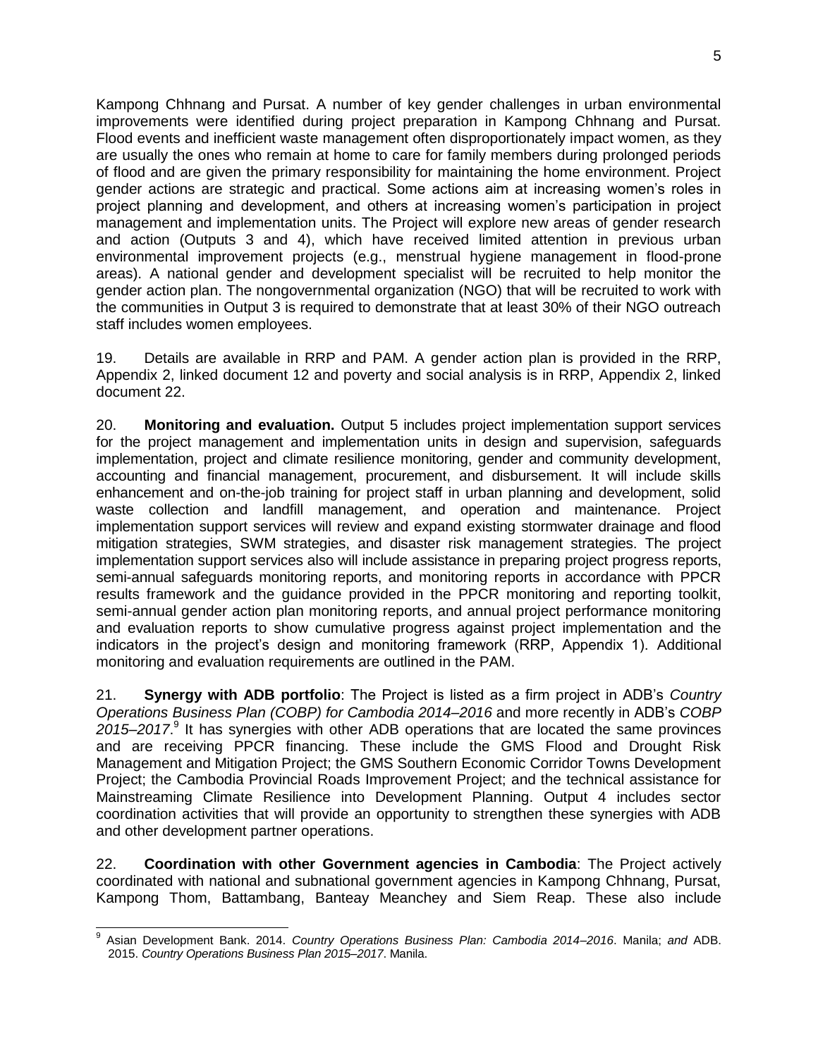Kampong Chhnang and Pursat. A number of key gender challenges in urban environmental improvements were identified during project preparation in Kampong Chhnang and Pursat. Flood events and inefficient waste management often disproportionately impact women, as they are usually the ones who remain at home to care for family members during prolonged periods of flood and are given the primary responsibility for maintaining the home environment. Project gender actions are strategic and practical. Some actions aim at increasing women's roles in project planning and development, and others at increasing women's participation in project management and implementation units. The Project will explore new areas of gender research and action (Outputs 3 and 4), which have received limited attention in previous urban environmental improvement projects (e.g., menstrual hygiene management in flood-prone areas). A national gender and development specialist will be recruited to help monitor the gender action plan. The nongovernmental organization (NGO) that will be recruited to work with the communities in Output 3 is required to demonstrate that at least 30% of their NGO outreach staff includes women employees.

19. Details are available in RRP and PAM. A gender action plan is provided in the RRP, Appendix 2, linked document 12 and poverty and social analysis is in RRP, Appendix 2, linked document 22.

20. **Monitoring and evaluation.** Output 5 includes project implementation support services for the project management and implementation units in design and supervision, safeguards implementation, project and climate resilience monitoring, gender and community development, accounting and financial management, procurement, and disbursement. It will include skills enhancement and on-the-job training for project staff in urban planning and development, solid waste collection and landfill management, and operation and maintenance. Project implementation support services will review and expand existing stormwater drainage and flood mitigation strategies, SWM strategies, and disaster risk management strategies. The project implementation support services also will include assistance in preparing project progress reports, semi-annual safeguards monitoring reports, and monitoring reports in accordance with PPCR results framework and the guidance provided in the PPCR monitoring and reporting toolkit, semi-annual gender action plan monitoring reports, and annual project performance monitoring and evaluation reports to show cumulative progress against project implementation and the indicators in the project's design and monitoring framework (RRP, Appendix 1). Additional monitoring and evaluation requirements are outlined in the PAM.

21. **Synergy with ADB portfolio**: The Project is listed as a firm project in ADB's *Country Operations Business Plan (COBP) for Cambodia 2014–2016* and more recently in ADB's *COBP 2015–2017*.[9] It has synergies with other ADB operations that are located the same provinces and are receiving PPCR financing. These include the GMS Flood and Drought Risk Management and Mitigation Project; the GMS Southern Economic Corridor Towns Development Project; the Cambodia Provincial Roads Improvement Project; and the technical assistance for Mainstreaming Climate Resilience into Development Planning. Output 4 includes sector coordination activities that will provide an opportunity to strengthen these synergies with ADB and other development partner operations.

22. **Coordination with other Government agencies in Cambodia**: The Project actively coordinated with national and subnational government agencies in Kampong Chhnang, Pursat, Kampong Thom, Battambang, Banteay Meanchey and Siem Reap. These also include

---

[9] Asian Development Bank. 2014. *Country Operations Business Plan: Cambodia 2014–2016*. Manila; *and* ADB. 2015. *Country Operations Business Plan 2015–2017*. Manila.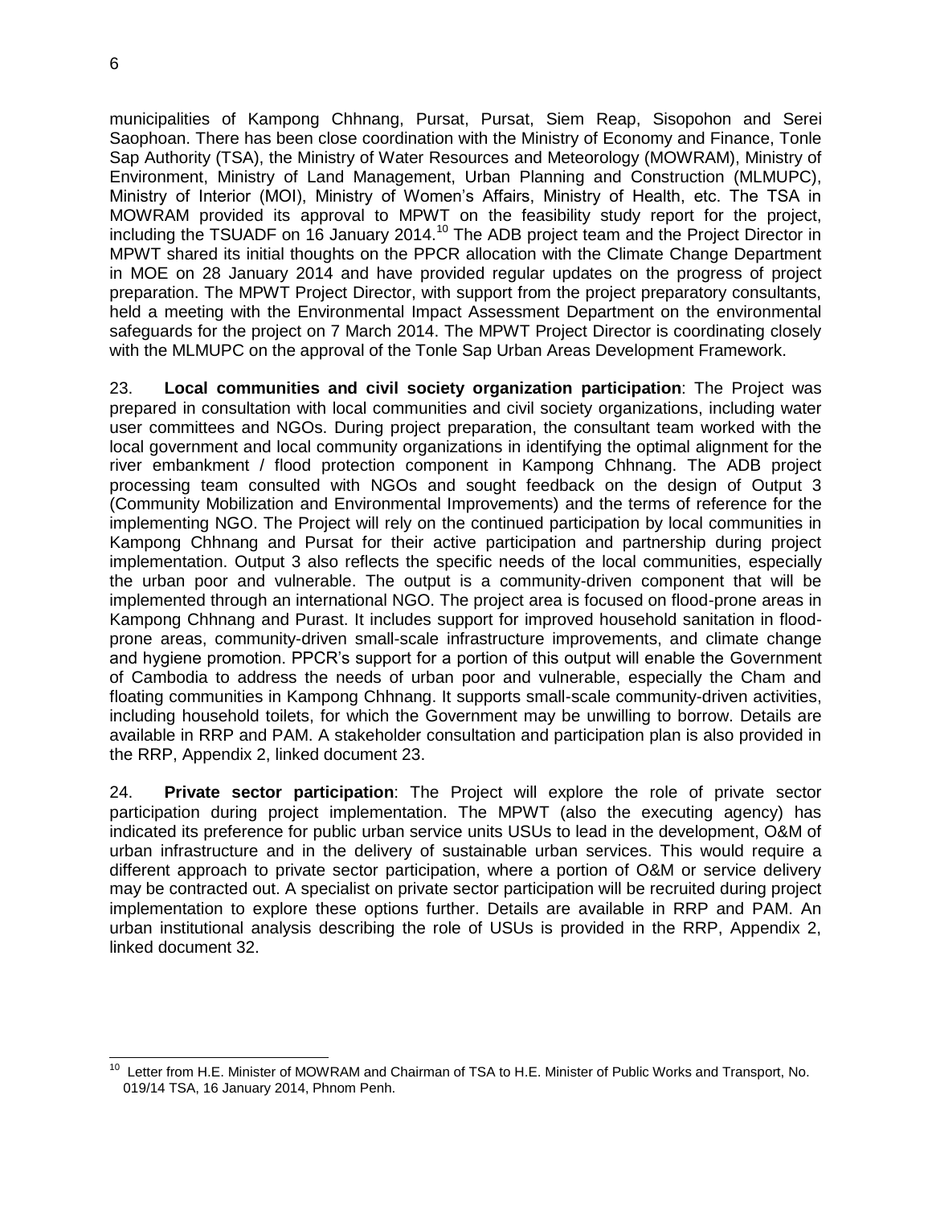municipalities of Kampong Chhnang, Pursat, Pursat, Siem Reap, Sisopohon and Serei Saophoan. There has been close coordination with the Ministry of Economy and Finance, Tonle Sap Authority (TSA), the Ministry of Water Resources and Meteorology (MOWRAM), Ministry of Environment, Ministry of Land Management, Urban Planning and Construction (MLMUPC), Ministry of Interior (MOI), Ministry of Women's Affairs, Ministry of Health, etc. The TSA in MOWRAM provided its approval to MPWT on the feasibility study report for the project, including the TSUADF on 16 January 2014.[10] The ADB project team and the Project Director in MPWT shared its initial thoughts on the PPCR allocation with the Climate Change Department in MOE on 28 January 2014 and have provided regular updates on the progress of project preparation. The MPWT Project Director, with support from the project preparatory consultants, held a meeting with the Environmental Impact Assessment Department on the environmental safeguards for the project on 7 March 2014. The MPWT Project Director is coordinating closely with the MLMUPC on the approval of the Tonle Sap Urban Areas Development Framework.

23. **Local communities and civil society organization participation**: The Project was prepared in consultation with local communities and civil society organizations, including water user committees and NGOs. During project preparation, the consultant team worked with the local government and local community organizations in identifying the optimal alignment for the river embankment / flood protection component in Kampong Chhnang. The ADB project processing team consulted with NGOs and sought feedback on the design of Output 3 (Community Mobilization and Environmental Improvements) and the terms of reference for the implementing NGO. The Project will rely on the continued participation by local communities in Kampong Chhnang and Pursat for their active participation and partnership during project implementation. Output 3 also reflects the specific needs of the local communities, especially the urban poor and vulnerable. The output is a community-driven component that will be implemented through an international NGO. The project area is focused on flood-prone areas in Kampong Chhnang and Purast. It includes support for improved household sanitation in flood-prone areas, community-driven small-scale infrastructure improvements, and climate change and hygiene promotion. PPCR's support for a portion of this output will enable the Government of Cambodia to address the needs of urban poor and vulnerable, especially the Cham and floating communities in Kampong Chhnang. It supports small-scale community-driven activities, including household toilets, for which the Government may be unwilling to borrow. Details are available in RRP and PAM. A stakeholder consultation and participation plan is also provided in the RRP, Appendix 2, linked document 23.

24. **Private sector participation**: The Project will explore the role of private sector participation during project implementation. The MPWT (also the executing agency) has indicated its preference for public urban service units USUs to lead in the development, O&M of urban infrastructure and in the delivery of sustainable urban services. This would require a different approach to private sector participation, where a portion of O&M or service delivery may be contracted out. A specialist on private sector participation will be recruited during project implementation to explore these options further. Details are available in RRP and PAM. An urban institutional analysis describing the role of USUs is provided in the RRP, Appendix 2, linked document 32.

[10] Letter from H.E. Minister of MOWRAM and Chairman of TSA to H.E. Minister of Public Works and Transport, No. 019/14 TSA, 16 January 2014, Phnom Penh.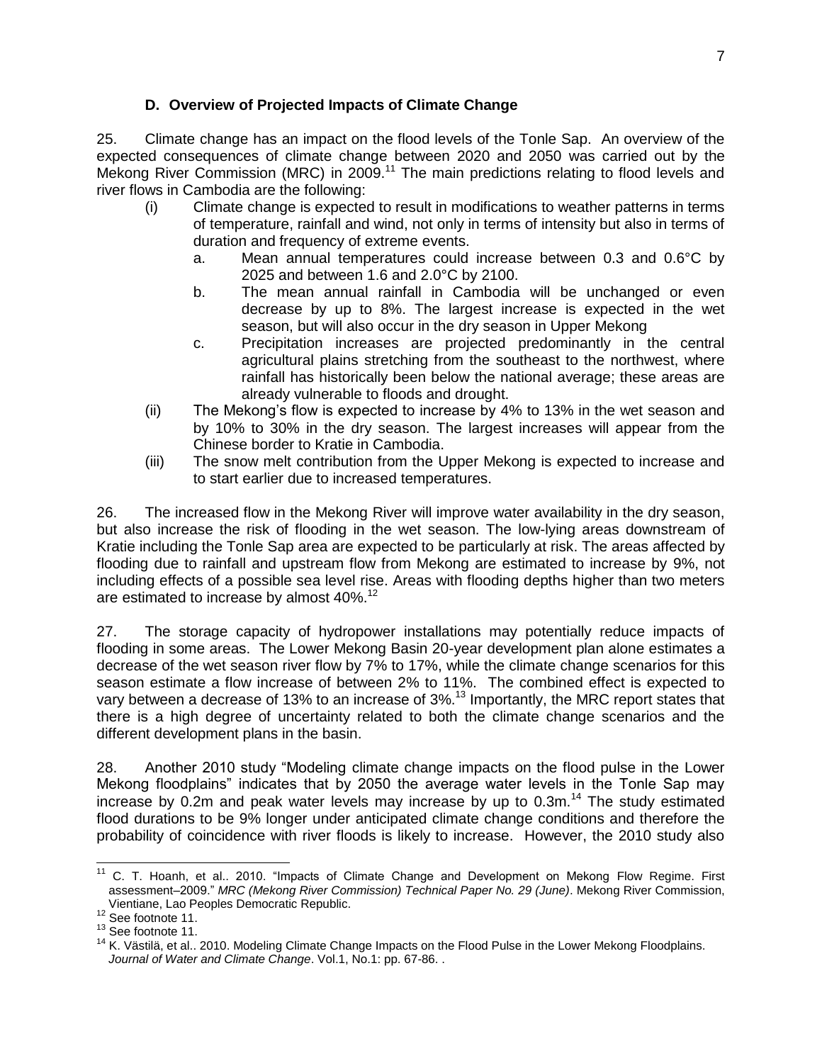### D. Overview of Projected Impacts of Climate Change

25. Climate change has an impact on the flood levels of the Tonle Sap. An overview of the expected consequences of climate change between 2020 and 2050 was carried out by the Mekong River Commission (MRC) in 2009.[11] The main predictions relating to flood levels and river flows in Cambodia are the following:

(i) Climate change is expected to result in modifications to weather patterns in terms of temperature, rainfall and wind, not only in terms of intensity but also in terms of duration and frequency of extreme events.

   a. Mean annual temperatures could increase between 0.3 and 0.6°C by 2025 and between 1.6 and 2.0°C by 2100.

   b. The mean annual rainfall in Cambodia will be unchanged or even decrease by up to 8%. The largest increase is expected in the wet season, but will also occur in the dry season in Upper Mekong

   c. Precipitation increases are projected predominantly in the central agricultural plains stretching from the southeast to the northwest, where rainfall has historically been below the national average; these areas are already vulnerable to floods and drought.

(ii) The Mekong's flow is expected to increase by 4% to 13% in the wet season and by 10% to 30% in the dry season. The largest increases will appear from the Chinese border to Kratie in Cambodia.

(iii) The snow melt contribution from the Upper Mekong is expected to increase and to start earlier due to increased temperatures.

26. The increased flow in the Mekong River will improve water availability in the dry season, but also increase the risk of flooding in the wet season. The low-lying areas downstream of Kratie including the Tonle Sap area are expected to be particularly at risk. The areas affected by flooding due to rainfall and upstream flow from Mekong are estimated to increase by 9%, not including effects of a possible sea level rise. Areas with flooding depths higher than two meters are estimated to increase by almost 40%.[12]

27. The storage capacity of hydropower installations may potentially reduce impacts of flooding in some areas. The Lower Mekong Basin 20-year development plan alone estimates a decrease of the wet season river flow by 7% to 17%, while the climate change scenarios for this season estimate a flow increase of between 2% to 11%. The combined effect is expected to vary between a decrease of 13% to an increase of 3%.[13] Importantly, the MRC report states that there is a high degree of uncertainty related to both the climate change scenarios and the different development plans in the basin.

28. Another 2010 study "Modeling climate change impacts on the flood pulse in the Lower Mekong floodplains" indicates that by 2050 the average water levels in the Tonle Sap may increase by 0.2m and peak water levels may increase by up to 0.3m.[14] The study estimated flood durations to be 9% longer under anticipated climate change conditions and therefore the probability of coincidence with river floods is likely to increase. However, the 2010 study also

---

[11] C. T. Hoanh, et al.. 2010. "Impacts of Climate Change and Development on Mekong Flow Regime. First assessment–2009." *MRC (Mekong River Commission) Technical Paper No. 29 (June)*. Mekong River Commission, Vientiane, Lao Peoples Democratic Republic.

[12] See footnote 11.

[13] See footnote 11.

[14] K. Västilä, et al.. 2010. Modeling Climate Change Impacts on the Flood Pulse in the Lower Mekong Floodplains. *Journal of Water and Climate Change*. Vol.1, No.1: pp. 67-86. .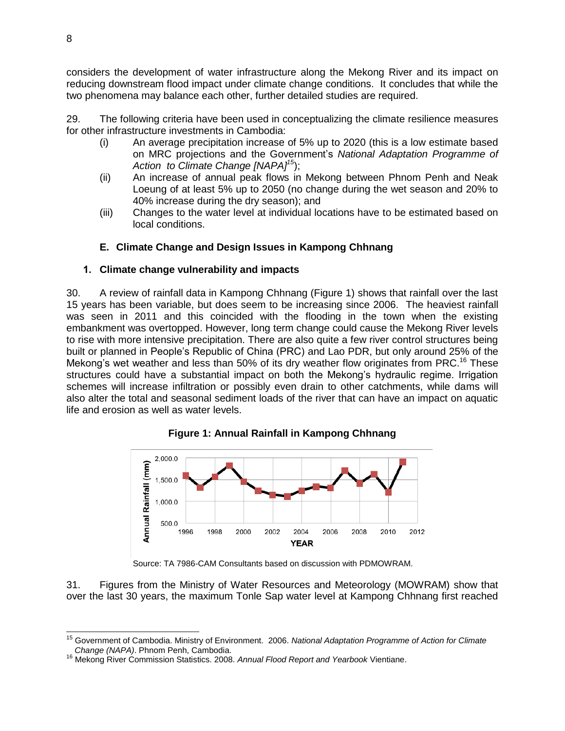considers the development of water infrastructure along the Mekong River and its impact on reducing downstream flood impact under climate change conditions. It concludes that while the two phenomena may balance each other, further detailed studies are required.

29. The following criteria have been used in conceptualizing the climate resilience measures for other infrastructure investments in Cambodia:

(i) An average precipitation increase of 5% up to 2020 (this is a low estimate based on MRC projections and the Government's *National Adaptation Programme of Action to Climate Change [NAPA]*[15]);

(ii) An increase of annual peak flows in Mekong between Phnom Penh and Neak Loeung of at least 5% up to 2050 (no change during the wet season and 20% to 40% increase during the dry season); and

(iii) Changes to the water level at individual locations have to be estimated based on local conditions.

## E. Climate Change and Design Issues in Kampong Chhnang

### 1. Climate change vulnerability and impacts

30. A review of rainfall data in Kampong Chhnang (Figure 1) shows that rainfall over the last 15 years has been variable, but does seem to be increasing since 2006. The heaviest rainfall was seen in 2011 and this coincided with the flooding in the town when the existing embankment was overtopped. However, long term change could cause the Mekong River levels to rise with more intensive precipitation. There are also quite a few river control structures being built or planned in People's Republic of China (PRC) and Lao PDR, but only around 25% of the Mekong's wet weather and less than 50% of its dry weather flow originates from PRC.[16] These structures could have a substantial impact on both the Mekong's hydraulic regime. Irrigation schemes will increase infiltration or possibly even drain to other catchments, while dams will also alter the total and seasonal sediment loads of the river that can have an impact on aquatic life and erosion as well as water levels.

**Figure 1: Annual Rainfall in Kampong Chhnang**

Source: TA 7986-CAM Consultants based on discussion with PDMOWRAM.

31. Figures from the Ministry of Water Resources and Meteorology (MOWRAM) show that over the last 30 years, the maximum Tonle Sap water level at Kampong Chhnang first reached

---

[15] Government of Cambodia. Ministry of Environment. 2006. *National Adaptation Programme of Action for Climate Change (NAPA)*. Phnom Penh, Cambodia.

[16] Mekong River Commission Statistics. 2008. *Annual Flood Report and Yearbook* Vientiane.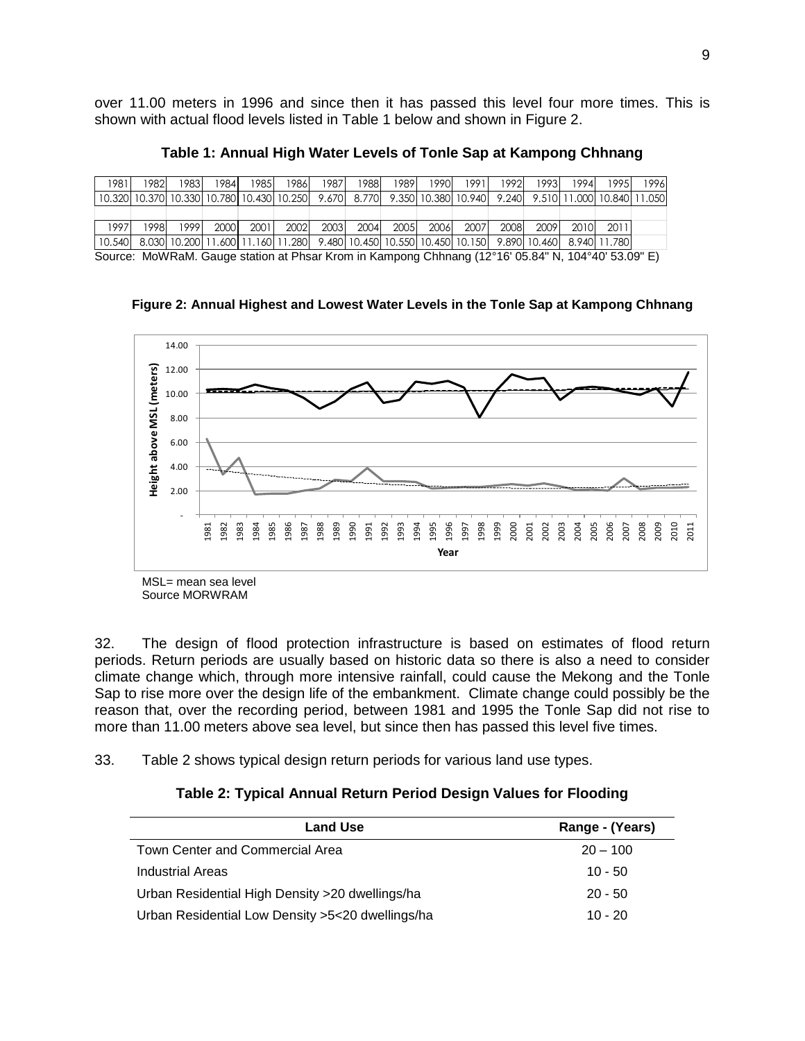over 11.00 meters in 1996 and since then it has passed this level four more times. This is shown with actual flood levels listed in Table 1 below and shown in Figure 2.

**Table 1: Annual High Water Levels of Tonle Sap at Kampong Chhnang**

| 1981 | 1982 | 1983 | 1984 | 1985 | 1986 | 1987 | 1988 | 1989 | 1990 | 1991 | 1992 | 1993 | 1994 | 1995 | 1996 |
|---|---|---|---|---|---|---|---|---|---|---|---|---|---|---|---|
| 10.320 | 10.370 | 10.330 | 10.780 | 10.430 | 10.250 | 9.670 | 8.770 | 9.350 | 10.380 | 10.940 | 9.240 | 9.510 | 11.000 | 10.840 | 11.050 |
| | | | | | | | | | | | | | | | |
| 1997 | 1998 | 1999 | 2000 | 2001 | 2002 | 2003 | 2004 | 2005 | 2006 | 2007 | 2008 | 2009 | 2010 | 2011 | |
| 10.540 | 8.030 | 10.200 | 11.600 | 11.160 | 11.280 | 9.480 | 10.450 | 10.550 | 10.450 | 10.150 | 9.890 | 10.460 | 8.940 | 11.780 | |

Source: MoWRaM. Gauge station at Phsar Krom in Kampong Chhnang (12°16' 05.84" N, 104°40' 53.09" E)

**Figure 2: Annual Highest and Lowest Water Levels in the Tonle Sap at Kampong Chhnang**

MSL= mean sea level
Source MORWRAM

32. The design of flood protection infrastructure is based on estimates of flood return periods. Return periods are usually based on historic data so there is also a need to consider climate change which, through more intensive rainfall, could cause the Mekong and the Tonle Sap to rise more over the design life of the embankment. Climate change could possibly be the reason that, over the recording period, between 1981 and 1995 the Tonle Sap did not rise to more than 11.00 meters above sea level, but since then has passed this level five times.

33. Table 2 shows typical design return periods for various land use types.

**Table 2: Typical Annual Return Period Design Values for Flooding**

| Land Use | Range - (Years) |
|---|---|
| Town Center and Commercial Area | 20 – 100 |
| Industrial Areas | 10 - 50 |
| Urban Residential High Density >20 dwellings/ha | 20 - 50 |
| Urban Residential Low Density >5<20 dwellings/ha | 10 - 20 |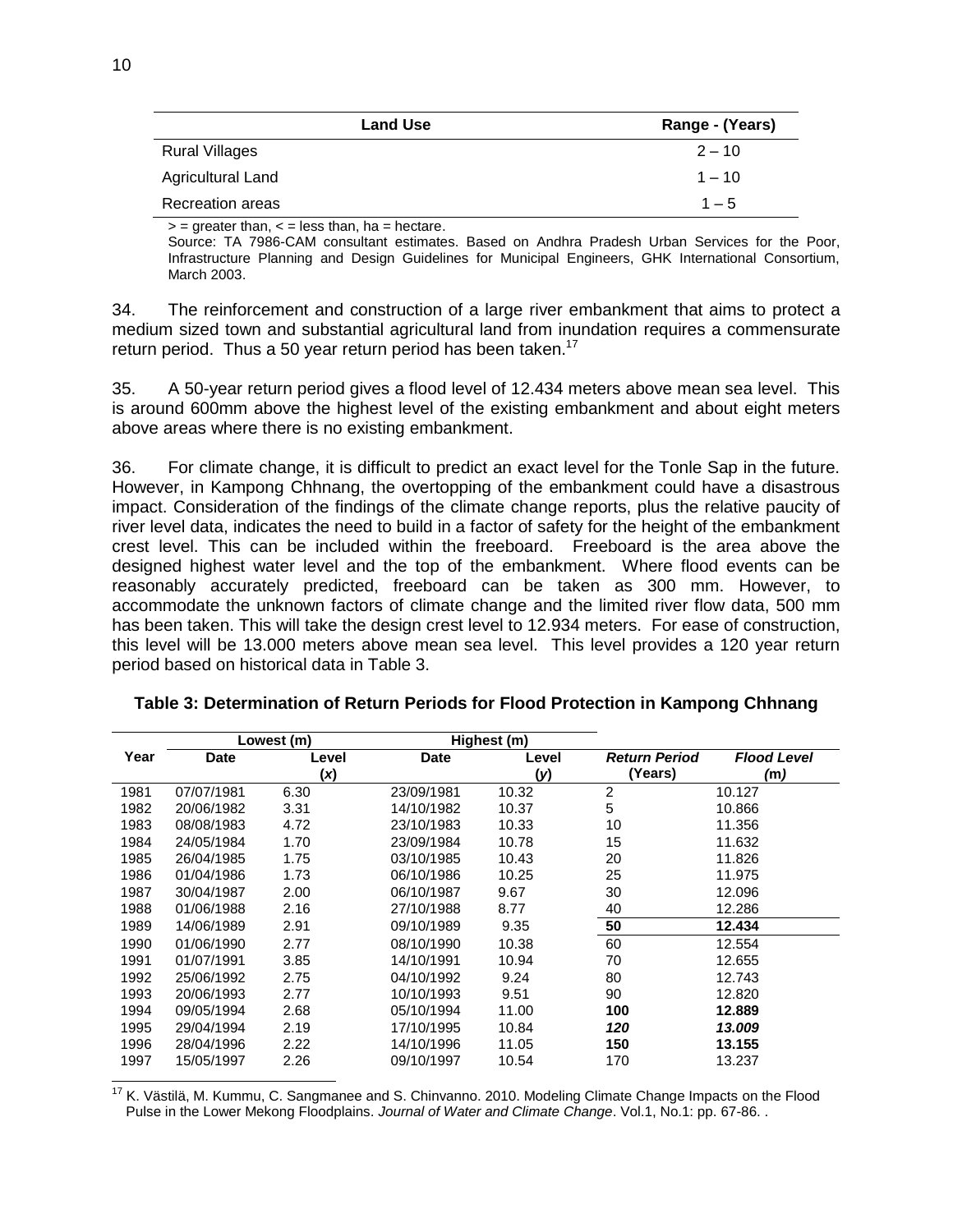| Land Use | Range - (Years) |
|---|---|
| Rural Villages | 2 – 10 |
| Agricultural Land | 1 – 10 |
| Recreation areas | 1 – 5 |

> = greater than, < = less than, ha = hectare.

Source: TA 7986-CAM consultant estimates. Based on Andhra Pradesh Urban Services for the Poor, Infrastructure Planning and Design Guidelines for Municipal Engineers, GHK International Consortium, March 2003.

34. The reinforcement and construction of a large river embankment that aims to protect a medium sized town and substantial agricultural land from inundation requires a commensurate return period. Thus a 50 year return period has been taken.[17]

35. A 50-year return period gives a flood level of 12.434 meters above mean sea level. This is around 600mm above the highest level of the existing embankment and about eight meters above areas where there is no existing embankment.

36. For climate change, it is difficult to predict an exact level for the Tonle Sap in the future. However, in Kampong Chhnang, the overtopping of the embankment could have a disastrous impact. Consideration of the findings of the climate change reports, plus the relative paucity of river level data, indicates the need to build in a factor of safety for the height of the embankment crest level. This can be included within the freeboard. Freeboard is the area above the designed highest water level and the top of the embankment. Where flood events can be reasonably accurately predicted, freeboard can be taken as 300 mm. However, to accommodate the unknown factors of climate change and the limited river flow data, 500 mm has been taken. This will take the design crest level to 12.934 meters. For ease of construction, this level will be 13.000 meters above mean sea level. This level provides a 120 year return period based on historical data in Table 3.

**Table 3: Determination of Return Periods for Flood Protection in Kampong Chhnang**

| | Lowest (m) | | Highest (m) | | | |
|---|---|---|---|---|---|---|
| Year | Date | Level ($x$) | Date | Level ($y$) | *Return Period* (Years) | *Flood Level* (m) |
| 1981 | 07/07/1981 | 6.30 | 23/09/1981 | 10.32 | 2 | 10.127 |
| 1982 | 20/06/1982 | 3.31 | 14/10/1982 | 10.37 | 5 | 10.866 |
| 1983 | 08/08/1983 | 4.72 | 23/10/1983 | 10.33 | 10 | 11.356 |
| 1984 | 24/05/1984 | 1.70 | 23/09/1984 | 10.78 | 15 | 11.632 |
| 1985 | 26/04/1985 | 1.75 | 03/10/1985 | 10.43 | 20 | 11.826 |
| 1986 | 01/04/1986 | 1.73 | 06/10/1986 | 10.25 | 25 | 11.975 |
| 1987 | 30/04/1987 | 2.00 | 06/10/1987 | 9.67 | 30 | 12.096 |
| 1988 | 01/06/1988 | 2.16 | 27/10/1988 | 8.77 | 40 | 12.286 |
| 1989 | 14/06/1989 | 2.91 | 09/10/1989 | 9.35 | **50** | **12.434** |
| 1990 | 01/06/1990 | 2.77 | 08/10/1990 | 10.38 | 60 | 12.554 |
| 1991 | 01/07/1991 | 3.85 | 14/10/1991 | 10.94 | 70 | 12.655 |
| 1992 | 25/06/1992 | 2.75 | 04/10/1992 | 9.24 | 80 | 12.743 |
| 1993 | 20/06/1993 | 2.77 | 10/10/1993 | 9.51 | 90 | 12.820 |
| 1994 | 09/05/1994 | 2.68 | 05/10/1994 | 11.00 | **100** | **12.889** |
| 1995 | 29/04/1994 | 2.19 | 17/10/1995 | 10.84 | ***120*** | ***13.009*** |
| 1996 | 28/04/1996 | 2.22 | 14/10/1996 | 11.05 | **150** | **13.155** |
| 1997 | 15/05/1997 | 2.26 | 09/10/1997 | 10.54 | 170 | 13.237 |

[17] K. Västilä, M. Kummu, C. Sangmanee and S. Chinvanno. 2010. Modeling Climate Change Impacts on the Flood Pulse in the Lower Mekong Floodplains. *Journal of Water and Climate Change*. Vol.1, No.1: pp. 67-86. .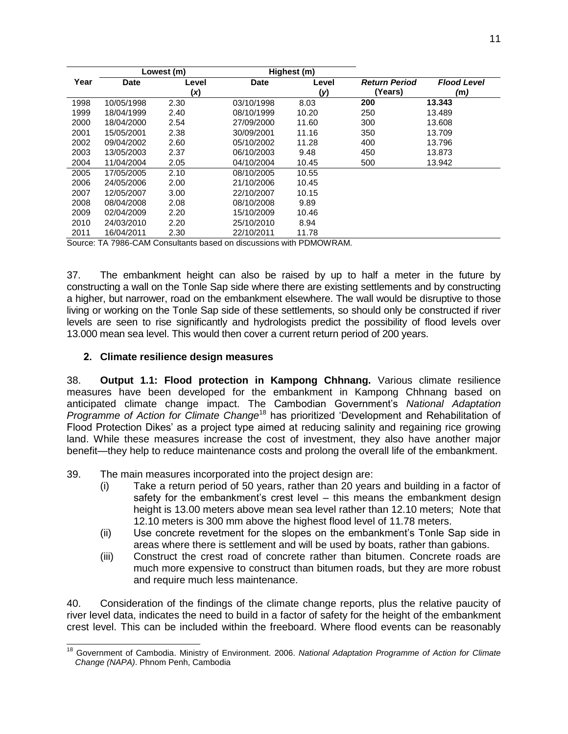| Year | Lowest (m) | | Highest (m) | | Return Period | Flood Level |
|---|---|---|---|---|---|---|
| | Date | Level ($x$) | Date | Level ($y$) | *(Years)* | *(m)* |
| 1998 | 10/05/1998 | 2.30 | 03/10/1998 | 8.03 | **200** | **13.343** |
| 1999 | 18/04/1999 | 2.40 | 08/10/1999 | 10.20 | 250 | 13.489 |
| 2000 | 18/04/2000 | 2.54 | 27/09/2000 | 11.60 | 300 | 13.608 |
| 2001 | 15/05/2001 | 2.38 | 30/09/2001 | 11.16 | 350 | 13.709 |
| 2002 | 09/04/2002 | 2.60 | 05/10/2002 | 11.28 | 400 | 13.796 |
| 2003 | 13/05/2003 | 2.37 | 06/10/2003 | 9.48 | 450 | 13.873 |
| 2004 | 11/04/2004 | 2.05 | 04/10/2004 | 10.45 | 500 | 13.942 |
| 2005 | 17/05/2005 | 2.10 | 08/10/2005 | 10.55 | | |
| 2006 | 24/05/2006 | 2.00 | 21/10/2006 | 10.45 | | |
| 2007 | 12/05/2007 | 3.00 | 22/10/2007 | 10.15 | | |
| 2008 | 08/04/2008 | 2.08 | 08/10/2008 | 9.89 | | |
| 2009 | 02/04/2009 | 2.20 | 15/10/2009 | 10.46 | | |
| 2010 | 24/03/2010 | 2.20 | 25/10/2010 | 8.94 | | |
| 2011 | 16/04/2011 | 2.30 | 22/10/2011 | 11.78 | | |

Source: TA 7986-CAM Consultants based on discussions with PDMOWRAM.

37. The embankment height can also be raised by up to half a meter in the future by constructing a wall on the Tonle Sap side where there are existing settlements and by constructing a higher, but narrower, road on the embankment elsewhere. The wall would be disruptive to those living or working on the Tonle Sap side of these settlements, so should only be constructed if river levels are seen to rise significantly and hydrologists predict the possibility of flood levels over 13.000 mean sea level. This would then cover a current return period of 200 years.

### 2. Climate resilience design measures

38. **Output 1.1: Flood protection in Kampong Chhnang.** Various climate resilience measures have been developed for the embankment in Kampong Chhnang based on anticipated climate change impact. The Cambodian Government's *National Adaptation Programme of Action for Climate Change*[18] has prioritized 'Development and Rehabilitation of Flood Protection Dikes' as a project type aimed at reducing salinity and regaining rice growing land. While these measures increase the cost of investment, they also have another major benefit—they help to reduce maintenance costs and prolong the overall life of the embankment.

39. The main measures incorporated into the project design are:

(i) Take a return period of 50 years, rather than 20 years and building in a factor of safety for the embankment's crest level – this means the embankment design height is 13.00 meters above mean sea level rather than 12.10 meters; Note that 12.10 meters is 300 mm above the highest flood level of 11.78 meters.

(ii) Use concrete revetment for the slopes on the embankment's Tonle Sap side in areas where there is settlement and will be used by boats, rather than gabions.

(iii) Construct the crest road of concrete rather than bitumen. Concrete roads are much more expensive to construct than bitumen roads, but they are more robust and require much less maintenance.

40. Consideration of the findings of the climate change reports, plus the relative paucity of river level data, indicates the need to build in a factor of safety for the height of the embankment crest level. This can be included within the freeboard. Where flood events can be reasonably

[18] Government of Cambodia. Ministry of Environment. 2006. *National Adaptation Programme of Action for Climate Change (NAPA)*. Phnom Penh, Cambodia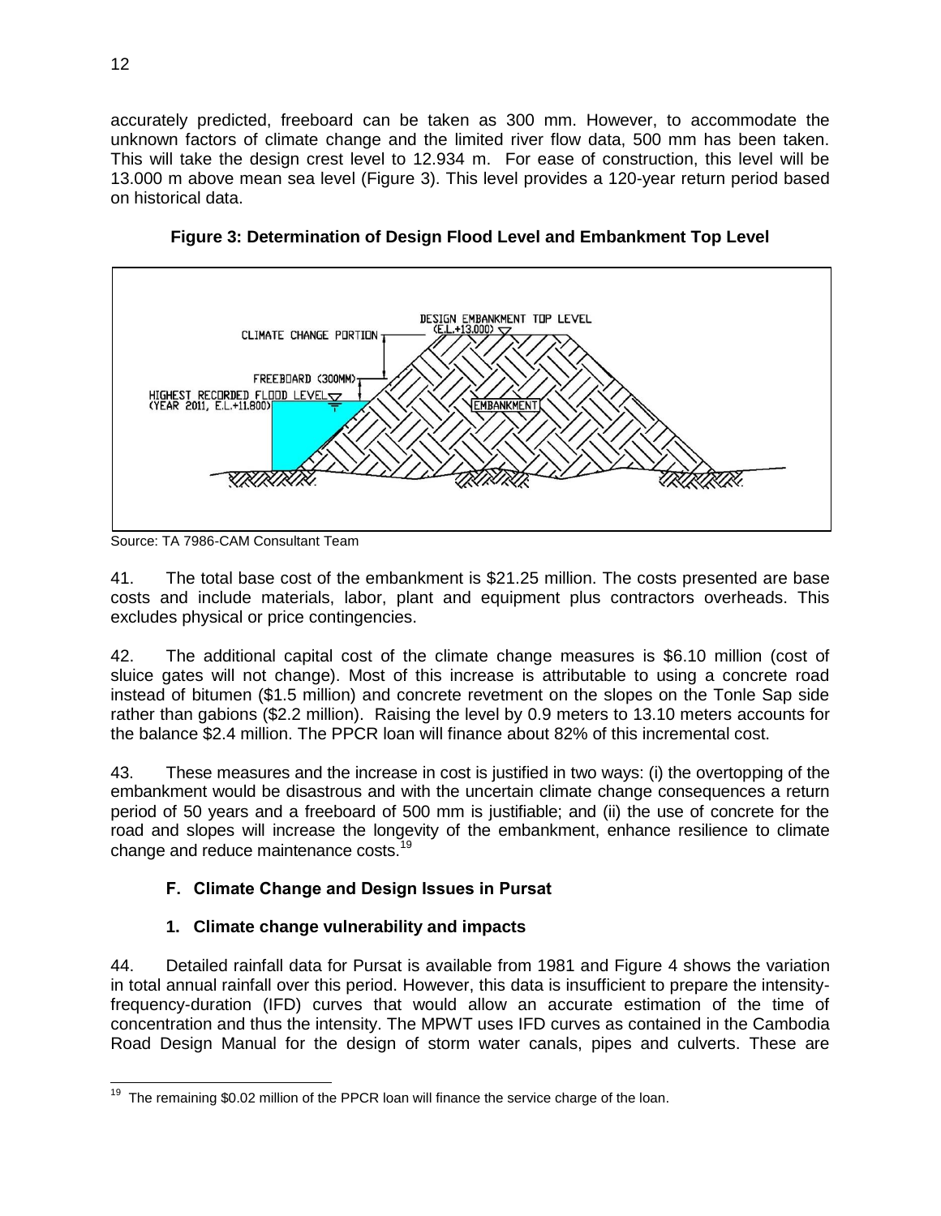accurately predicted, freeboard can be taken as 300 mm. However, to accommodate the unknown factors of climate change and the limited river flow data, 500 mm has been taken. This will take the design crest level to 12.934 m. For ease of construction, this level will be 13.000 m above mean sea level (Figure 3). This level provides a 120-year return period based on historical data.

**Figure 3: Determination of Design Flood Level and Embankment Top Level**

DESIGN EMBANKMENT TOP LEVEL (E.L.+13.000)

CLIMATE CHANGE PORTION

FREEBOARD (300MM)

HIGHEST RECORDED FLOOD LEVEL (YEAR 2011, E.L.+11.800)

EMBANKMENT

Source: TA 7986-CAM Consultant Team

41. The total base cost of the embankment is $21.25 million. The costs presented are base costs and include materials, labor, plant and equipment plus contractors overheads. This excludes physical or price contingencies.

42. The additional capital cost of the climate change measures is $6.10 million (cost of sluice gates will not change). Most of this increase is attributable to using a concrete road instead of bitumen ($1.5 million) and concrete revetment on the slopes on the Tonle Sap side rather than gabions ($2.2 million). Raising the level by 0.9 meters to 13.10 meters accounts for the balance $2.4 million. The PPCR loan will finance about 82% of this incremental cost.

43. These measures and the increase in cost is justified in two ways: (i) the overtopping of the embankment would be disastrous and with the uncertain climate change consequences a return period of 50 years and a freeboard of 500 mm is justifiable; and (ii) the use of concrete for the road and slopes will increase the longevity of the embankment, enhance resilience to climate change and reduce maintenance costs.[19]

### F. Climate Change and Design Issues in Pursat

#### 1. Climate change vulnerability and impacts

44. Detailed rainfall data for Pursat is available from 1981 and Figure 4 shows the variation in total annual rainfall over this period. However, this data is insufficient to prepare the intensity-frequency-duration (IFD) curves that would allow an accurate estimation of the time of concentration and thus the intensity. The MPWT uses IFD curves as contained in the Cambodia Road Design Manual for the design of storm water canals, pipes and culverts. These are

[19] The remaining $0.02 million of the PPCR loan will finance the service charge of the loan.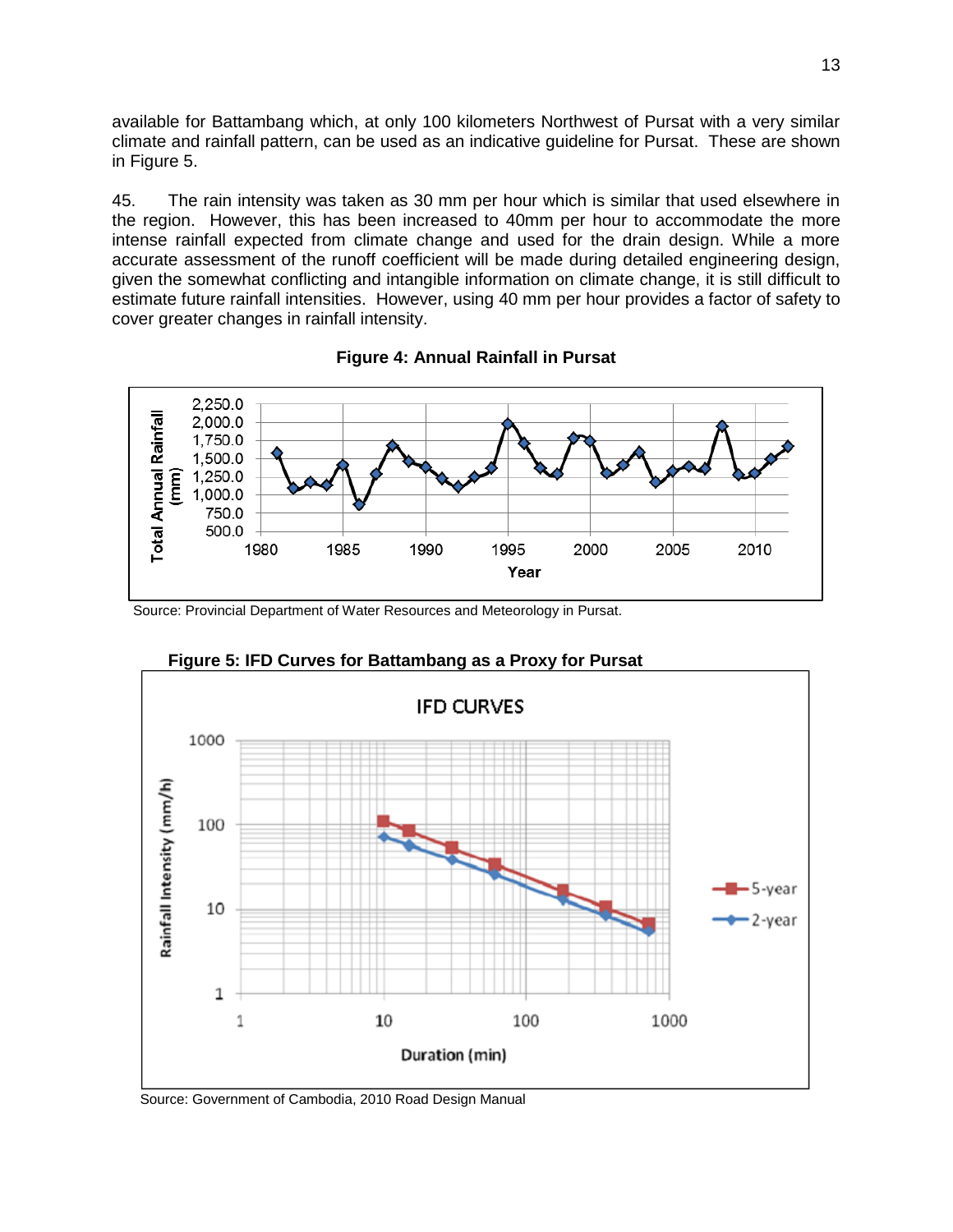available for Battambang which, at only 100 kilometers Northwest of Pursat with a very similar climate and rainfall pattern, can be used as an indicative guideline for Pursat. These are shown in Figure 5.

45. The rain intensity was taken as 30 mm per hour which is similar that used elsewhere in the region. However, this has been increased to 40mm per hour to accommodate the more intense rainfall expected from climate change and used for the drain design. While a more accurate assessment of the runoff coefficient will be made during detailed engineering design, given the somewhat conflicting and intangible information on climate change, it is still difficult to estimate future rainfall intensities. However, using 40 mm per hour provides a factor of safety to cover greater changes in rainfall intensity.

**Figure 4: Annual Rainfall in Pursat**

Source: Provincial Department of Water Resources and Meteorology in Pursat.

**Figure 5: IFD Curves for Battambang as a Proxy for Pursat**

Source: Government of Cambodia, 2010 Road Design Manual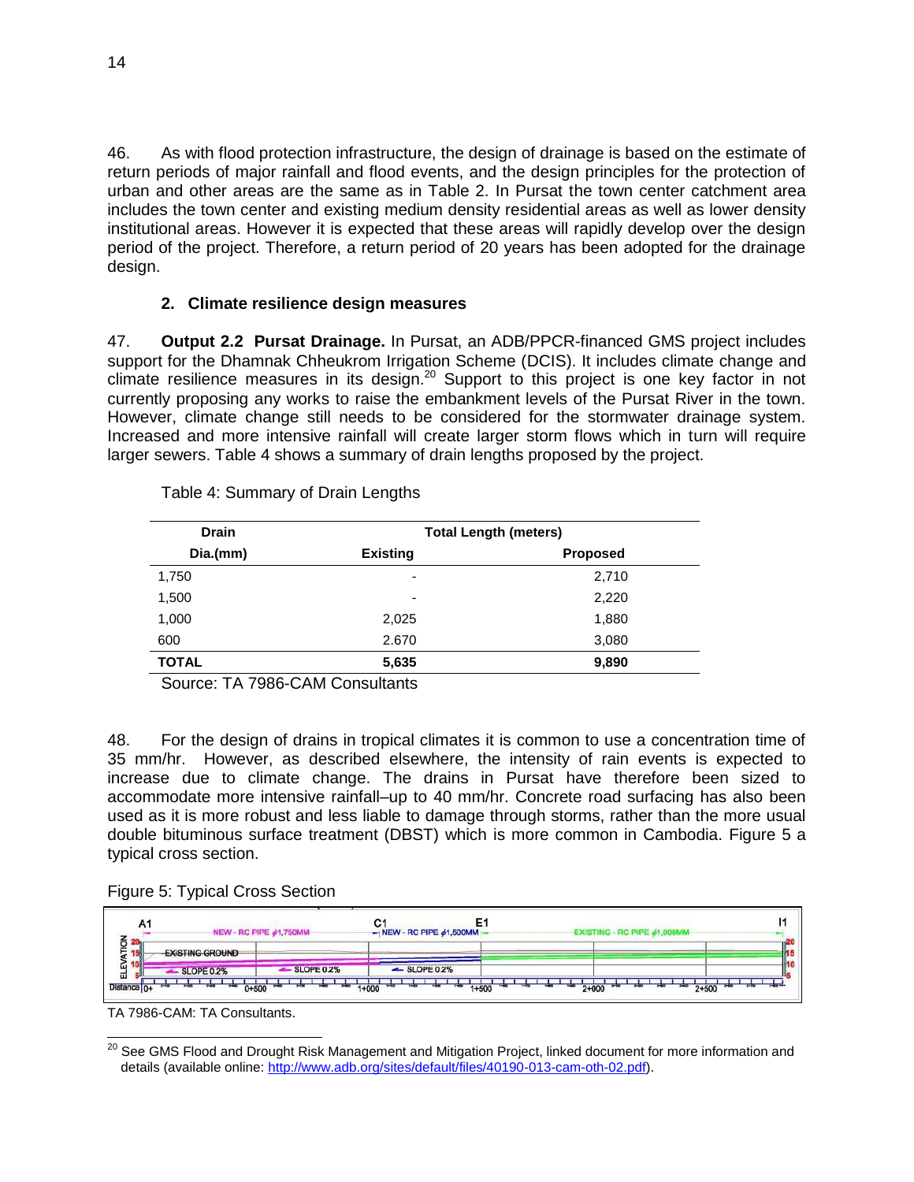46. As with flood protection infrastructure, the design of drainage is based on the estimate of return periods of major rainfall and flood events, and the design principles for the protection of urban and other areas are the same as in Table 2. In Pursat the town center catchment area includes the town center and existing medium density residential areas as well as lower density institutional areas. However it is expected that these areas will rapidly develop over the design period of the project. Therefore, a return period of 20 years has been adopted for the drainage design.

### 2. Climate resilience design measures

47. **Output 2.2 Pursat Drainage.** In Pursat, an ADB/PPCR-financed GMS project includes support for the Dhamnak Chheukrom Irrigation Scheme (DCIS). It includes climate change and climate resilience measures in its design.[20] Support to this project is one key factor in not currently proposing any works to raise the embankment levels of the Pursat River in the town. However, climate change still needs to be considered for the stormwater drainage system. Increased and more intensive rainfall will create larger storm flows which in turn will require larger sewers. Table 4 shows a summary of drain lengths proposed by the project.

Table 4: Summary of Drain Lengths

| Drain | Total Length (meters) | |
|---|---|---|
| Dia.(mm) | Existing | Proposed |
| 1,750 | - | 2,710 |
| 1,500 | - | 2,220 |
| 1,000 | 2,025 | 1,880 |
| 600 | 2.670 | 3,080 |
| **TOTAL** | **5,635** | **9,890** |

Source: TA 7986-CAM Consultants

48. For the design of drains in tropical climates it is common to use a concentration time of 35 mm/hr. However, as described elsewhere, the intensity of rain events is expected to increase due to climate change. The drains in Pursat have therefore been sized to accommodate more intensive rainfall–up to 40 mm/hr. Concrete road surfacing has also been used as it is more robust and less liable to damage through storms, rather than the more usual double bituminous surface treatment (DBST) which is more common in Cambodia. Figure 5 a typical cross section.

Figure 5: Typical Cross Section

TA 7986-CAM: TA Consultants.

[20] See GMS Flood and Drought Risk Management and Mitigation Project, linked document for more information and details (available online: http://www.adb.org/sites/default/files/40190-013-cam-oth-02.pdf).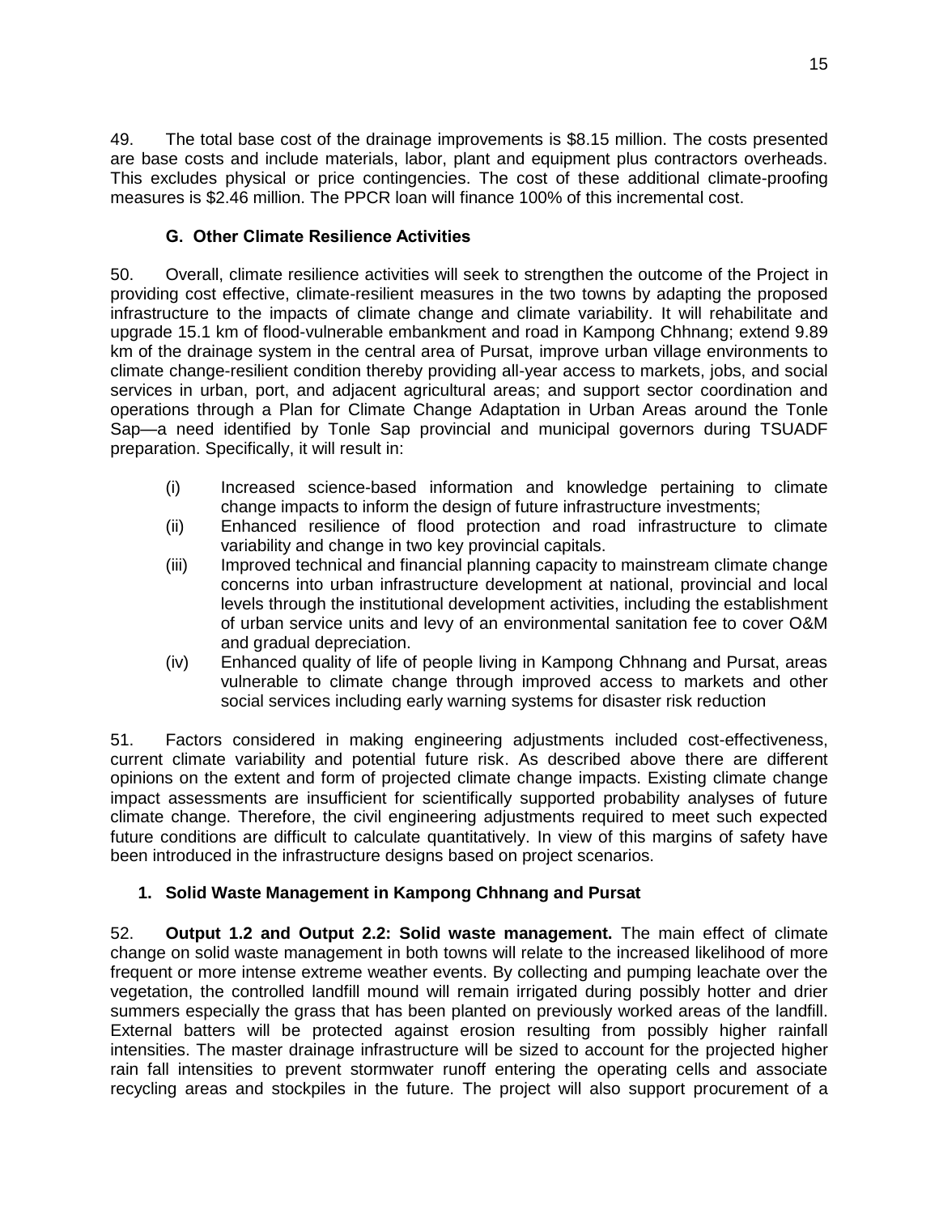49. The total base cost of the drainage improvements is $8.15 million. The costs presented are base costs and include materials, labor, plant and equipment plus contractors overheads. This excludes physical or price contingencies. The cost of these additional climate-proofing measures is $2.46 million. The PPCR loan will finance 100% of this incremental cost.

### G. Other Climate Resilience Activities

50. Overall, climate resilience activities will seek to strengthen the outcome of the Project in providing cost effective, climate-resilient measures in the two towns by adapting the proposed infrastructure to the impacts of climate change and climate variability. It will rehabilitate and upgrade 15.1 km of flood-vulnerable embankment and road in Kampong Chhnang; extend 9.89 km of the drainage system in the central area of Pursat, improve urban village environments to climate change-resilient condition thereby providing all-year access to markets, jobs, and social services in urban, port, and adjacent agricultural areas; and support sector coordination and operations through a Plan for Climate Change Adaptation in Urban Areas around the Tonle Sap—a need identified by Tonle Sap provincial and municipal governors during TSUADF preparation. Specifically, it will result in:

(i) Increased science-based information and knowledge pertaining to climate change impacts to inform the design of future infrastructure investments;
(ii) Enhanced resilience of flood protection and road infrastructure to climate variability and change in two key provincial capitals.
(iii) Improved technical and financial planning capacity to mainstream climate change concerns into urban infrastructure development at national, provincial and local levels through the institutional development activities, including the establishment of urban service units and levy of an environmental sanitation fee to cover O&M and gradual depreciation.
(iv) Enhanced quality of life of people living in Kampong Chhnang and Pursat, areas vulnerable to climate change through improved access to markets and other social services including early warning systems for disaster risk reduction

51. Factors considered in making engineering adjustments included cost-effectiveness, current climate variability and potential future risk. As described above there are different opinions on the extent and form of projected climate change impacts. Existing climate change impact assessments are insufficient for scientifically supported probability analyses of future climate change. Therefore, the civil engineering adjustments required to meet such expected future conditions are difficult to calculate quantitatively. In view of this margins of safety have been introduced in the infrastructure designs based on project scenarios.

#### 1. Solid Waste Management in Kampong Chhnang and Pursat

52. **Output 1.2 and Output 2.2: Solid waste management.** The main effect of climate change on solid waste management in both towns will relate to the increased likelihood of more frequent or more intense extreme weather events. By collecting and pumping leachate over the vegetation, the controlled landfill mound will remain irrigated during possibly hotter and drier summers especially the grass that has been planted on previously worked areas of the landfill. External batters will be protected against erosion resulting from possibly higher rainfall intensities. The master drainage infrastructure will be sized to account for the projected higher rain fall intensities to prevent stormwater runoff entering the operating cells and associate recycling areas and stockpiles in the future. The project will also support procurement of a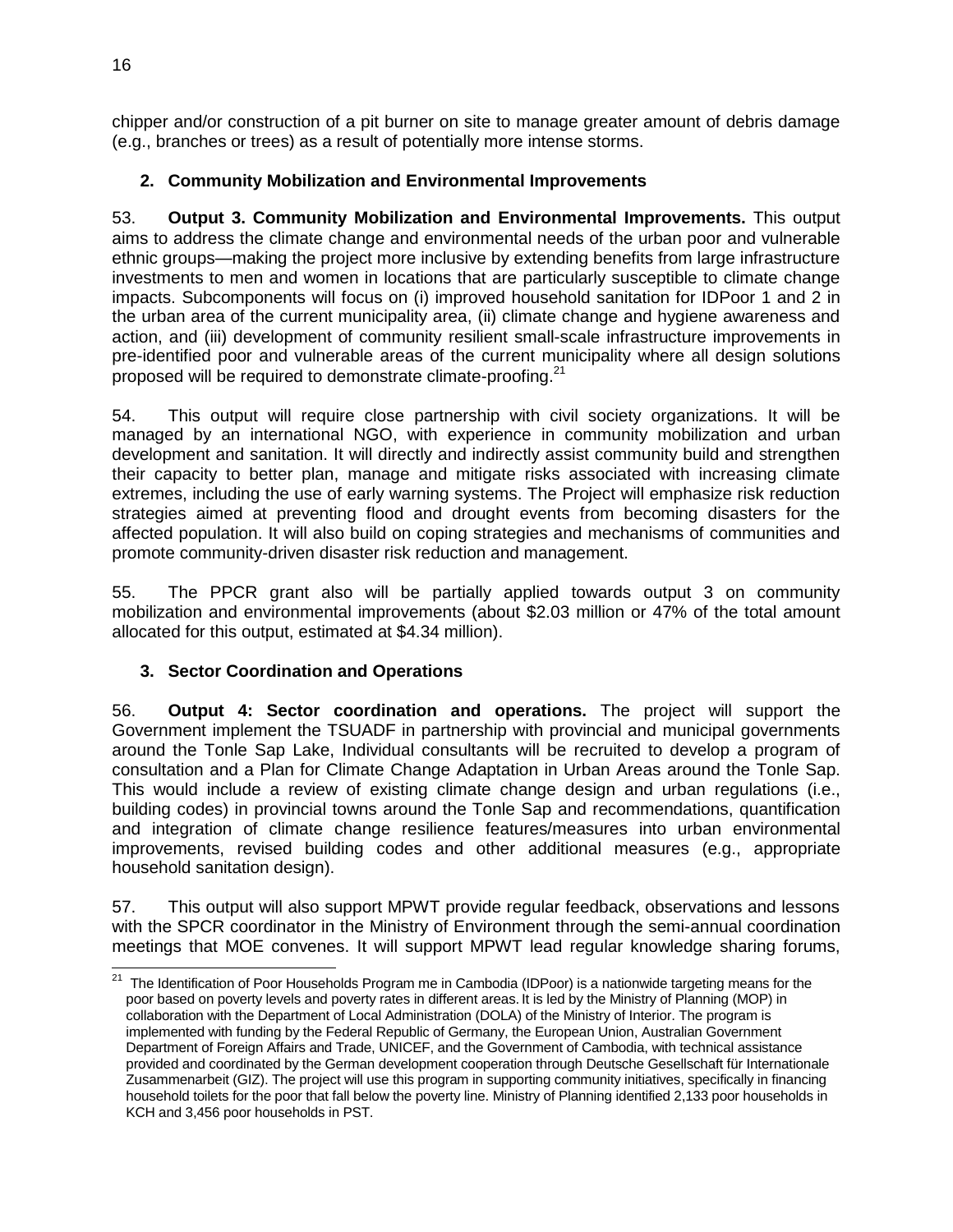chipper and/or construction of a pit burner on site to manage greater amount of debris damage (e.g., branches or trees) as a result of potentially more intense storms.

## 2. Community Mobilization and Environmental Improvements

53. **Output 3. Community Mobilization and Environmental Improvements.** This output aims to address the climate change and environmental needs of the urban poor and vulnerable ethnic groups—making the project more inclusive by extending benefits from large infrastructure investments to men and women in locations that are particularly susceptible to climate change impacts. Subcomponents will focus on (i) improved household sanitation for IDPoor 1 and 2 in the urban area of the current municipality area, (ii) climate change and hygiene awareness and action, and (iii) development of community resilient small-scale infrastructure improvements in pre-identified poor and vulnerable areas of the current municipality where all design solutions proposed will be required to demonstrate climate-proofing.[21]

54. This output will require close partnership with civil society organizations. It will be managed by an international NGO, with experience in community mobilization and urban development and sanitation. It will directly and indirectly assist community build and strengthen their capacity to better plan, manage and mitigate risks associated with increasing climate extremes, including the use of early warning systems. The Project will emphasize risk reduction strategies aimed at preventing flood and drought events from becoming disasters for the affected population. It will also build on coping strategies and mechanisms of communities and promote community-driven disaster risk reduction and management.

55. The PPCR grant also will be partially applied towards output 3 on community mobilization and environmental improvements (about \$2.03 million or 47% of the total amount allocated for this output, estimated at \$4.34 million).

## 3. Sector Coordination and Operations

56. **Output 4: Sector coordination and operations.** The project will support the Government implement the TSUADF in partnership with provincial and municipal governments around the Tonle Sap Lake, Individual consultants will be recruited to develop a program of consultation and a Plan for Climate Change Adaptation in Urban Areas around the Tonle Sap. This would include a review of existing climate change design and urban regulations (i.e., building codes) in provincial towns around the Tonle Sap and recommendations, quantification and integration of climate change resilience features/measures into urban environmental improvements, revised building codes and other additional measures (e.g., appropriate household sanitation design).

57. This output will also support MPWT provide regular feedback, observations and lessons with the SPCR coordinator in the Ministry of Environment through the semi-annual coordination meetings that MOE convenes. It will support MPWT lead regular knowledge sharing forums,

---

[21] The Identification of Poor Households Program me in Cambodia (IDPoor) is a nationwide targeting means for the poor based on poverty levels and poverty rates in different areas. It is led by the Ministry of Planning (MOP) in collaboration with the Department of Local Administration (DOLA) of the Ministry of Interior. The program is implemented with funding by the Federal Republic of Germany, the European Union, Australian Government Department of Foreign Affairs and Trade, UNICEF, and the Government of Cambodia, with technical assistance provided and coordinated by the German development cooperation through Deutsche Gesellschaft für Internationale Zusammenarbeit (GIZ). The project will use this program in supporting community initiatives, specifically in financing household toilets for the poor that fall below the poverty line. Ministry of Planning identified 2,133 poor households in KCH and 3,456 poor households in PST.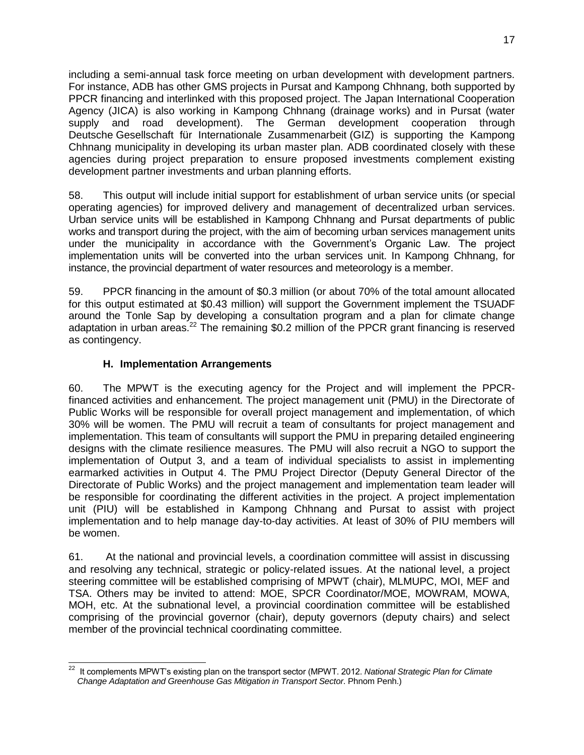including a semi-annual task force meeting on urban development with development partners. For instance, ADB has other GMS projects in Pursat and Kampong Chhnang, both supported by PPCR financing and interlinked with this proposed project. The Japan International Cooperation Agency (JICA) is also working in Kampong Chhnang (drainage works) and in Pursat (water supply and road development). The German development cooperation through Deutsche Gesellschaft für Internationale Zusammenarbeit (GIZ) is supporting the Kampong Chhnang municipality in developing its urban master plan. ADB coordinated closely with these agencies during project preparation to ensure proposed investments complement existing development partner investments and urban planning efforts.

58. This output will include initial support for establishment of urban service units (or special operating agencies) for improved delivery and management of decentralized urban services. Urban service units will be established in Kampong Chhnang and Pursat departments of public works and transport during the project, with the aim of becoming urban services management units under the municipality in accordance with the Government's Organic Law. The project implementation units will be converted into the urban services unit. In Kampong Chhnang, for instance, the provincial department of water resources and meteorology is a member.

59. PPCR financing in the amount of $0.3 million (or about 70% of the total amount allocated for this output estimated at $0.43 million) will support the Government implement the TSUADF around the Tonle Sap by developing a consultation program and a plan for climate change adaptation in urban areas.[22] The remaining $0.2 million of the PPCR grant financing is reserved as contingency.

### H. Implementation Arrangements

60. The MPWT is the executing agency for the Project and will implement the PPCR-financed activities and enhancement. The project management unit (PMU) in the Directorate of Public Works will be responsible for overall project management and implementation, of which 30% will be women. The PMU will recruit a team of consultants for project management and implementation. This team of consultants will support the PMU in preparing detailed engineering designs with the climate resilience measures. The PMU will also recruit a NGO to support the implementation of Output 3, and a team of individual specialists to assist in implementing earmarked activities in Output 4. The PMU Project Director (Deputy General Director of the Directorate of Public Works) and the project management and implementation team leader will be responsible for coordinating the different activities in the project. A project implementation unit (PIU) will be established in Kampong Chhnang and Pursat to assist with project implementation and to help manage day-to-day activities. At least of 30% of PIU members will be women.

61. At the national and provincial levels, a coordination committee will assist in discussing and resolving any technical, strategic or policy-related issues. At the national level, a project steering committee will be established comprising of MPWT (chair), MLMUPC, MOI, MEF and TSA. Others may be invited to attend: MOE, SPCR Coordinator/MOE, MOWRAM, MOWA, MOH, etc. At the subnational level, a provincial coordination committee will be established comprising of the provincial governor (chair), deputy governors (deputy chairs) and select member of the provincial technical coordinating committee.

---

[22] It complements MPWT's existing plan on the transport sector (MPWT. 2012. *National Strategic Plan for Climate Change Adaptation and Greenhouse Gas Mitigation in Transport Sector*. Phnom Penh.)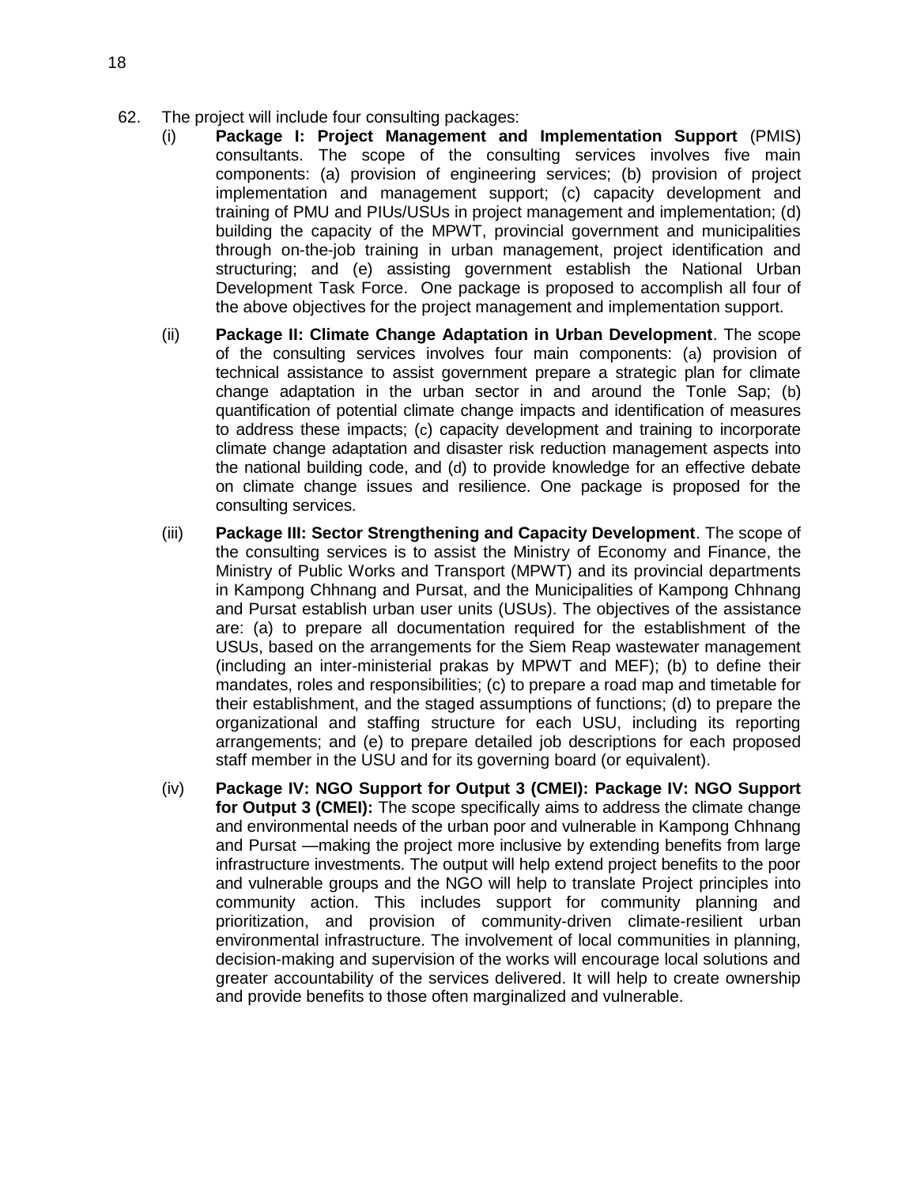62. The project will include four consulting packages:

   (i) **Package I: Project Management and Implementation Support** (PMIS) consultants. The scope of the consulting services involves five main components: (a) provision of engineering services; (b) provision of project implementation and management support; (c) capacity development and training of PMU and PIUs/USUs in project management and implementation; (d) building the capacity of the MPWT, provincial government and municipalities through on-the-job training in urban management, project identification and structuring; and (e) assisting government establish the National Urban Development Task Force. One package is proposed to accomplish all four of the above objectives for the project management and implementation support.

   (ii) **Package II: Climate Change Adaptation in Urban Development**. The scope of the consulting services involves four main components: (a) provision of technical assistance to assist government prepare a strategic plan for climate change adaptation in the urban sector in and around the Tonle Sap; (b) quantification of potential climate change impacts and identification of measures to address these impacts; (c) capacity development and training to incorporate climate change adaptation and disaster risk reduction management aspects into the national building code, and (d) to provide knowledge for an effective debate on climate change issues and resilience. One package is proposed for the consulting services.

   (iii) **Package III: Sector Strengthening and Capacity Development**. The scope of the consulting services is to assist the Ministry of Economy and Finance, the Ministry of Public Works and Transport (MPWT) and its provincial departments in Kampong Chhnang and Pursat, and the Municipalities of Kampong Chhnang and Pursat establish urban user units (USUs). The objectives of the assistance are: (a) to prepare all documentation required for the establishment of the USUs, based on the arrangements for the Siem Reap wastewater management (including an inter-ministerial prakas by MPWT and MEF); (b) to define their mandates, roles and responsibilities; (c) to prepare a road map and timetable for their establishment, and the staged assumptions of functions; (d) to prepare the organizational and staffing structure for each USU, including its reporting arrangements; and (e) to prepare detailed job descriptions for each proposed staff member in the USU and for its governing board (or equivalent).

   (iv) **Package IV: NGO Support for Output 3 (CMEI): Package IV: NGO Support for Output 3 (CMEI):** The scope specifically aims to address the climate change and environmental needs of the urban poor and vulnerable in Kampong Chhnang and Pursat —making the project more inclusive by extending benefits from large infrastructure investments. The output will help extend project benefits to the poor and vulnerable groups and the NGO will help to translate Project principles into community action. This includes support for community planning and prioritization, and provision of community-driven climate-resilient urban environmental infrastructure. The involvement of local communities in planning, decision-making and supervision of the works will encourage local solutions and greater accountability of the services delivered. It will help to create ownership and provide benefits to those often marginalized and vulnerable.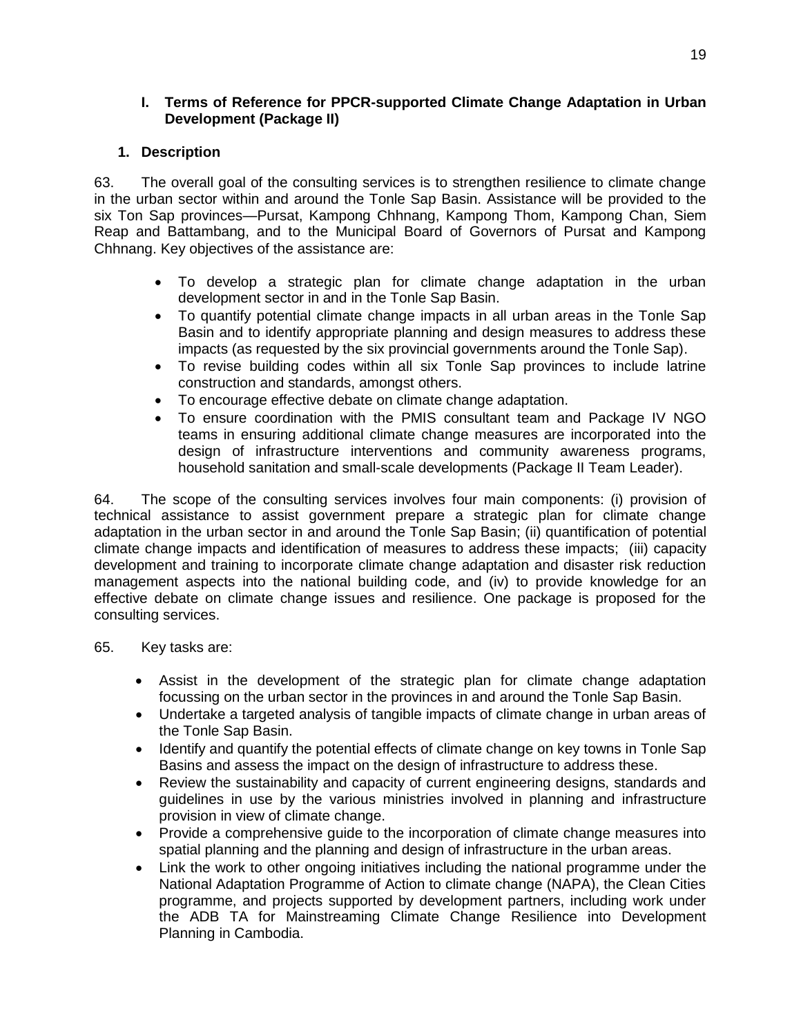### I. Terms of Reference for PPCR-supported Climate Change Adaptation in Urban Development (Package II)

#### 1. Description

63. The overall goal of the consulting services is to strengthen resilience to climate change in the urban sector within and around the Tonle Sap Basin. Assistance will be provided to the six Ton Sap provinces—Pursat, Kampong Chhnang, Kampong Thom, Kampong Chan, Siem Reap and Battambang, and to the Municipal Board of Governors of Pursat and Kampong Chhnang. Key objectives of the assistance are:

- To develop a strategic plan for climate change adaptation in the urban development sector in and in the Tonle Sap Basin.
- To quantify potential climate change impacts in all urban areas in the Tonle Sap Basin and to identify appropriate planning and design measures to address these impacts (as requested by the six provincial governments around the Tonle Sap).
- To revise building codes within all six Tonle Sap provinces to include latrine construction and standards, amongst others.
- To encourage effective debate on climate change adaptation.
- To ensure coordination with the PMIS consultant team and Package IV NGO teams in ensuring additional climate change measures are incorporated into the design of infrastructure interventions and community awareness programs, household sanitation and small-scale developments (Package II Team Leader).

64. The scope of the consulting services involves four main components: (i) provision of technical assistance to assist government prepare a strategic plan for climate change adaptation in the urban sector in and around the Tonle Sap Basin; (ii) quantification of potential climate change impacts and identification of measures to address these impacts; (iii) capacity development and training to incorporate climate change adaptation and disaster risk reduction management aspects into the national building code, and (iv) to provide knowledge for an effective debate on climate change issues and resilience. One package is proposed for the consulting services.

65. Key tasks are:

- Assist in the development of the strategic plan for climate change adaptation focussing on the urban sector in the provinces in and around the Tonle Sap Basin.
- Undertake a targeted analysis of tangible impacts of climate change in urban areas of the Tonle Sap Basin.
- Identify and quantify the potential effects of climate change on key towns in Tonle Sap Basins and assess the impact on the design of infrastructure to address these.
- Review the sustainability and capacity of current engineering designs, standards and guidelines in use by the various ministries involved in planning and infrastructure provision in view of climate change.
- Provide a comprehensive guide to the incorporation of climate change measures into spatial planning and the planning and design of infrastructure in the urban areas.
- Link the work to other ongoing initiatives including the national programme under the National Adaptation Programme of Action to climate change (NAPA), the Clean Cities programme, and projects supported by development partners, including work under the ADB TA for Mainstreaming Climate Change Resilience into Development Planning in Cambodia.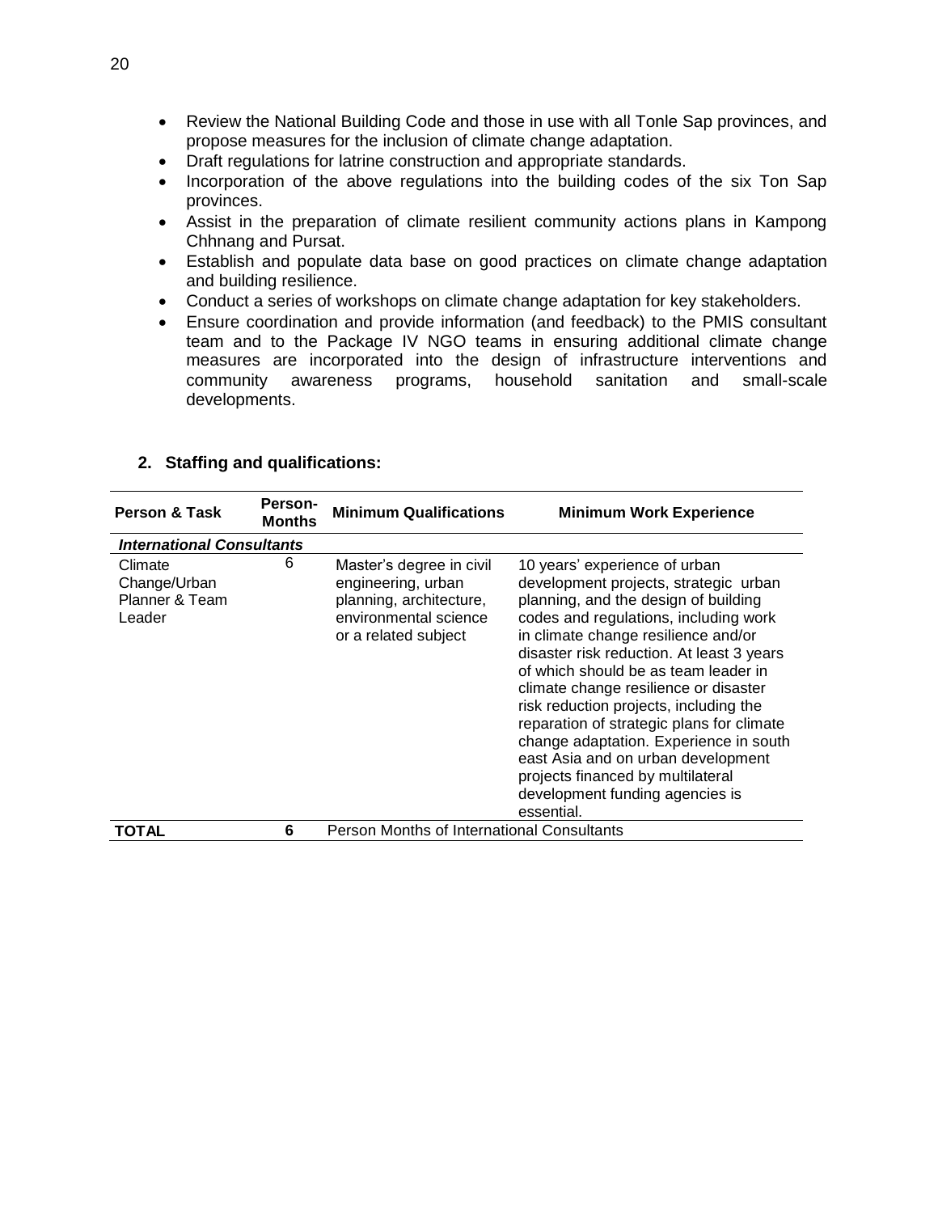- Review the National Building Code and those in use with all Tonle Sap provinces, and propose measures for the inclusion of climate change adaptation.
- Draft regulations for latrine construction and appropriate standards.
- Incorporation of the above regulations into the building codes of the six Ton Sap provinces.
- Assist in the preparation of climate resilient community actions plans in Kampong Chhnang and Pursat.
- Establish and populate data base on good practices on climate change adaptation and building resilience.
- Conduct a series of workshops on climate change adaptation for key stakeholders.
- Ensure coordination and provide information (and feedback) to the PMIS consultant team and to the Package IV NGO teams in ensuring additional climate change measures are incorporated into the design of infrastructure interventions and community awareness programs, household sanitation and small-scale developments.

## 2. Staffing and qualifications:

| Person & Task | Person-Months | Minimum Qualifications | Minimum Work Experience |
|---|---|---|---|
| ***International Consultants*** | | | |
| Climate Change/Urban Planner & Team Leader | 6 | Master's degree in civil engineering, urban planning, architecture, environmental science or a related subject | 10 years' experience of urban development projects, strategic urban planning, and the design of building codes and regulations, including work in climate change resilience and/or disaster risk reduction. At least 3 years of which should be as team leader in climate change resilience or disaster risk reduction projects, including the reparation of strategic plans for climate change adaptation. Experience in south east Asia and on urban development projects financed by multilateral development funding agencies is essential. |
| **TOTAL** | **6** | Person Months of International Consultants | |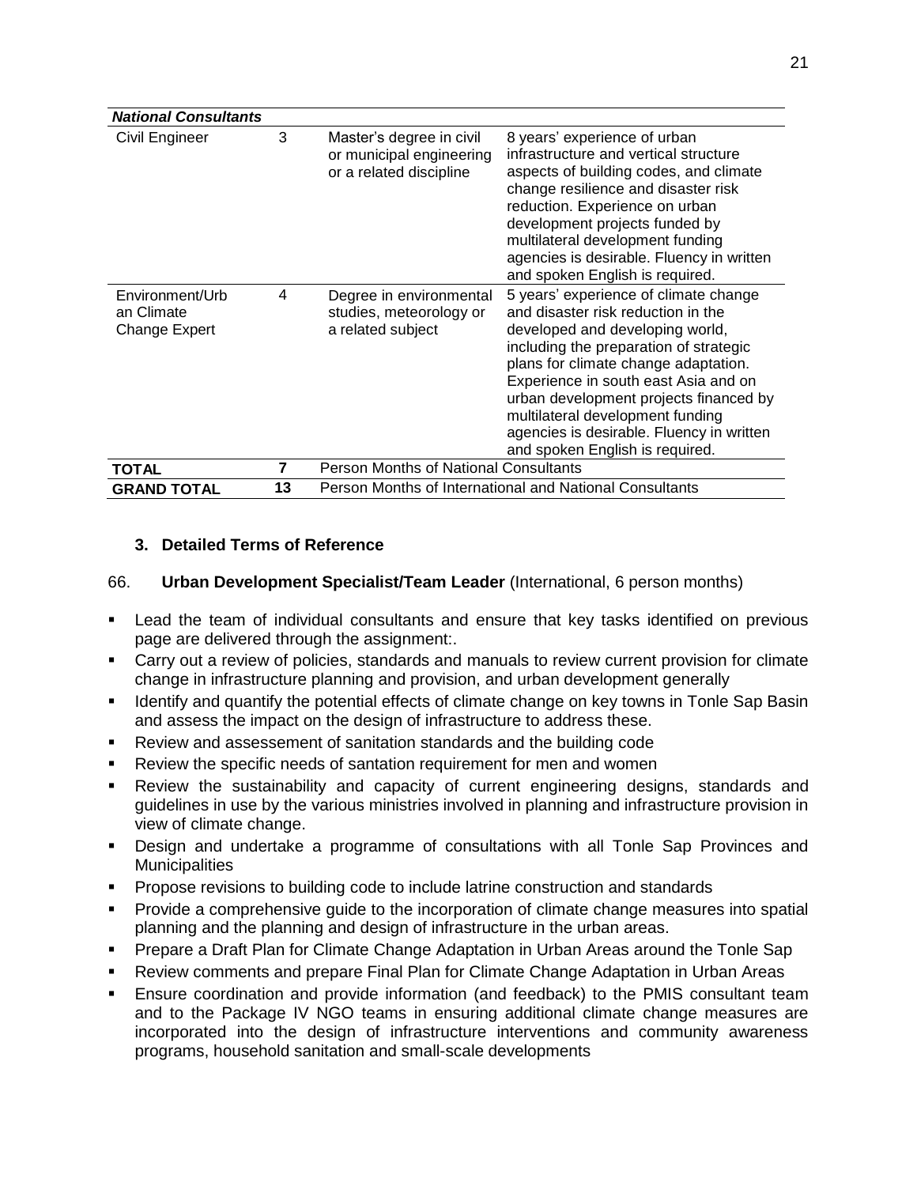| *National Consultants* | | | |
|---|---|---|---|
| Civil Engineer | 3 | Master's degree in civil or municipal engineering or a related discipline | 8 years' experience of urban infrastructure and vertical structure aspects of building codes, and climate change resilience and disaster risk reduction. Experience on urban development projects funded by multilateral development funding agencies is desirable. Fluency in written and spoken English is required. |
| Environment/Urban Climate Change Expert | 4 | Degree in environmental studies, meteorology or a related subject | 5 years' experience of climate change and disaster risk reduction in the developed and developing world, including the preparation of strategic plans for climate change adaptation. Experience in south east Asia and on urban development projects financed by multilateral development funding agencies is desirable. Fluency in written and spoken English is required. |
| **TOTAL** | **7** | Person Months of National Consultants | |
| **GRAND TOTAL** | **13** | Person Months of International and National Consultants | |

### 3. Detailed Terms of Reference

66. **Urban Development Specialist/Team Leader** (International, 6 person months)

- Lead the team of individual consultants and ensure that key tasks identified on previous page are delivered through the assignment:.
- Carry out a review of policies, standards and manuals to review current provision for climate change in infrastructure planning and provision, and urban development generally
- Identify and quantify the potential effects of climate change on key towns in Tonle Sap Basin and assess the impact on the design of infrastructure to address these.
- Review and assessement of sanitation standards and the building code
- Review the specific needs of santation requirement for men and women
- Review the sustainability and capacity of current engineering designs, standards and guidelines in use by the various ministries involved in planning and infrastructure provision in view of climate change.
- Design and undertake a programme of consultations with all Tonle Sap Provinces and Municipalities
- Propose revisions to building code to include latrine construction and standards
- Provide a comprehensive guide to the incorporation of climate change measures into spatial planning and the planning and design of infrastructure in the urban areas.
- Prepare a Draft Plan for Climate Change Adaptation in Urban Areas around the Tonle Sap
- Review comments and prepare Final Plan for Climate Change Adaptation in Urban Areas
- Ensure coordination and provide information (and feedback) to the PMIS consultant team and to the Package IV NGO teams in ensuring additional climate change measures are incorporated into the design of infrastructure interventions and community awareness programs, household sanitation and small-scale developments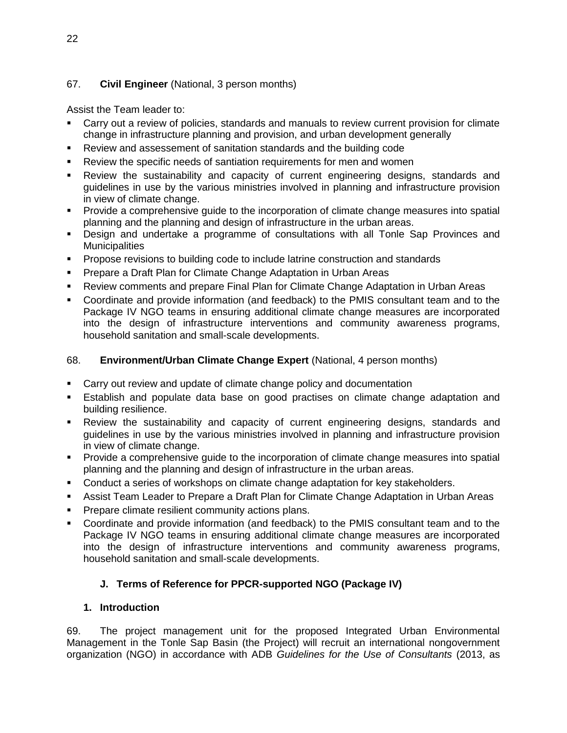67. **Civil Engineer** (National, 3 person months)

Assist the Team leader to:

- Carry out a review of policies, standards and manuals to review current provision for climate change in infrastructure planning and provision, and urban development generally
- Review and assessement of sanitation standards and the building code
- Review the specific needs of santiation requirements for men and women
- Review the sustainability and capacity of current engineering designs, standards and guidelines in use by the various ministries involved in planning and infrastructure provision in view of climate change.
- Provide a comprehensive guide to the incorporation of climate change measures into spatial planning and the planning and design of infrastructure in the urban areas.
- Design and undertake a programme of consultations with all Tonle Sap Provinces and Municipalities
- Propose revisions to building code to include latrine construction and standards
- Prepare a Draft Plan for Climate Change Adaptation in Urban Areas
- Review comments and prepare Final Plan for Climate Change Adaptation in Urban Areas
- Coordinate and provide information (and feedback) to the PMIS consultant team and to the Package IV NGO teams in ensuring additional climate change measures are incorporated into the design of infrastructure interventions and community awareness programs, household sanitation and small-scale developments.

68. **Environment/Urban Climate Change Expert** (National, 4 person months)

- Carry out review and update of climate change policy and documentation
- Establish and populate data base on good practises on climate change adaptation and building resilience.
- Review the sustainability and capacity of current engineering designs, standards and guidelines in use by the various ministries involved in planning and infrastructure provision in view of climate change.
- Provide a comprehensive guide to the incorporation of climate change measures into spatial planning and the planning and design of infrastructure in the urban areas.
- Conduct a series of workshops on climate change adaptation for key stakeholders.
- Assist Team Leader to Prepare a Draft Plan for Climate Change Adaptation in Urban Areas
- Prepare climate resilient community actions plans.
- Coordinate and provide information (and feedback) to the PMIS consultant team and to the Package IV NGO teams in ensuring additional climate change measures are incorporated into the design of infrastructure interventions and community awareness programs, household sanitation and small-scale developments.

## J. Terms of Reference for PPCR-supported NGO (Package IV)

### 1. Introduction

69. The project management unit for the proposed Integrated Urban Environmental Management in the Tonle Sap Basin (the Project) will recruit an international nongovernment organization (NGO) in accordance with ADB *Guidelines for the Use of Consultants* (2013, as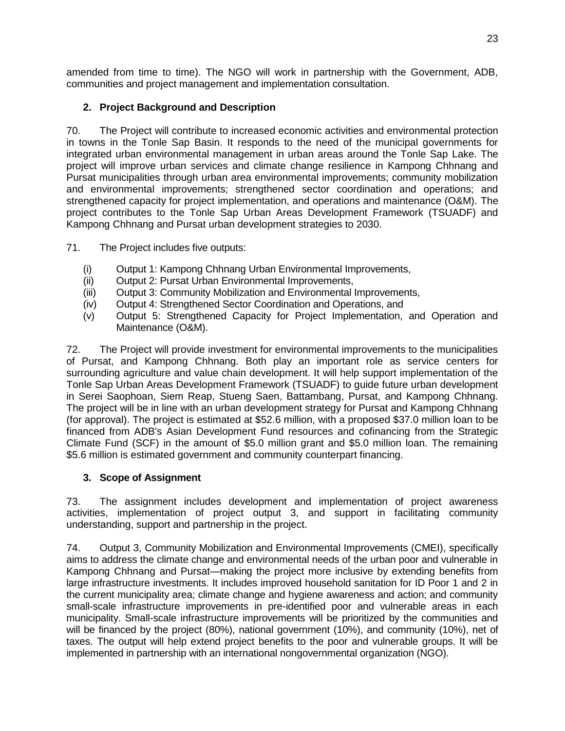amended from time to time). The NGO will work in partnership with the Government, ADB, communities and project management and implementation consultation.

## 2. Project Background and Description

70. The Project will contribute to increased economic activities and environmental protection in towns in the Tonle Sap Basin. It responds to the need of the municipal governments for integrated urban environmental management in urban areas around the Tonle Sap Lake. The project will improve urban services and climate change resilience in Kampong Chhnang and Pursat municipalities through urban area environmental improvements; community mobilization and environmental improvements; strengthened sector coordination and operations; and strengthened capacity for project implementation, and operations and maintenance (O&M). The project contributes to the Tonle Sap Urban Areas Development Framework (TSUADF) and Kampong Chhnang and Pursat urban development strategies to 2030.

71. The Project includes five outputs:

(i) Output 1: Kampong Chhnang Urban Environmental Improvements,
(ii) Output 2: Pursat Urban Environmental Improvements,
(iii) Output 3: Community Mobilization and Environmental Improvements,
(iv) Output 4: Strengthened Sector Coordination and Operations, and
(v) Output 5: Strengthened Capacity for Project Implementation, and Operation and Maintenance (O&M).

72. The Project will provide investment for environmental improvements to the municipalities of Pursat, and Kampong Chhnang. Both play an important role as service centers for surrounding agriculture and value chain development. It will help support implementation of the Tonle Sap Urban Areas Development Framework (TSUADF) to guide future urban development in Serei Saophoan, Siem Reap, Stueng Saen, Battambang, Pursat, and Kampong Chhnang. The project will be in line with an urban development strategy for Pursat and Kampong Chhnang (for approval). The project is estimated at \$52.6 million, with a proposed \$37.0 million loan to be financed from ADB's Asian Development Fund resources and cofinancing from the Strategic Climate Fund (SCF) in the amount of \$5.0 million grant and \$5.0 million loan. The remaining \$5.6 million is estimated government and community counterpart financing.

## 3. Scope of Assignment

73. The assignment includes development and implementation of project awareness activities, implementation of project output 3, and support in facilitating community understanding, support and partnership in the project.

74. Output 3, Community Mobilization and Environmental Improvements (CMEI), specifically aims to address the climate change and environmental needs of the urban poor and vulnerable in Kampong Chhnang and Pursat—making the project more inclusive by extending benefits from large infrastructure investments. It includes improved household sanitation for ID Poor 1 and 2 in the current municipality area; climate change and hygiene awareness and action; and community small-scale infrastructure improvements in pre-identified poor and vulnerable areas in each municipality. Small-scale infrastructure improvements will be prioritized by the communities and will be financed by the project (80%), national government (10%), and community (10%), net of taxes. The output will help extend project benefits to the poor and vulnerable groups. It will be implemented in partnership with an international nongovernmental organization (NGO).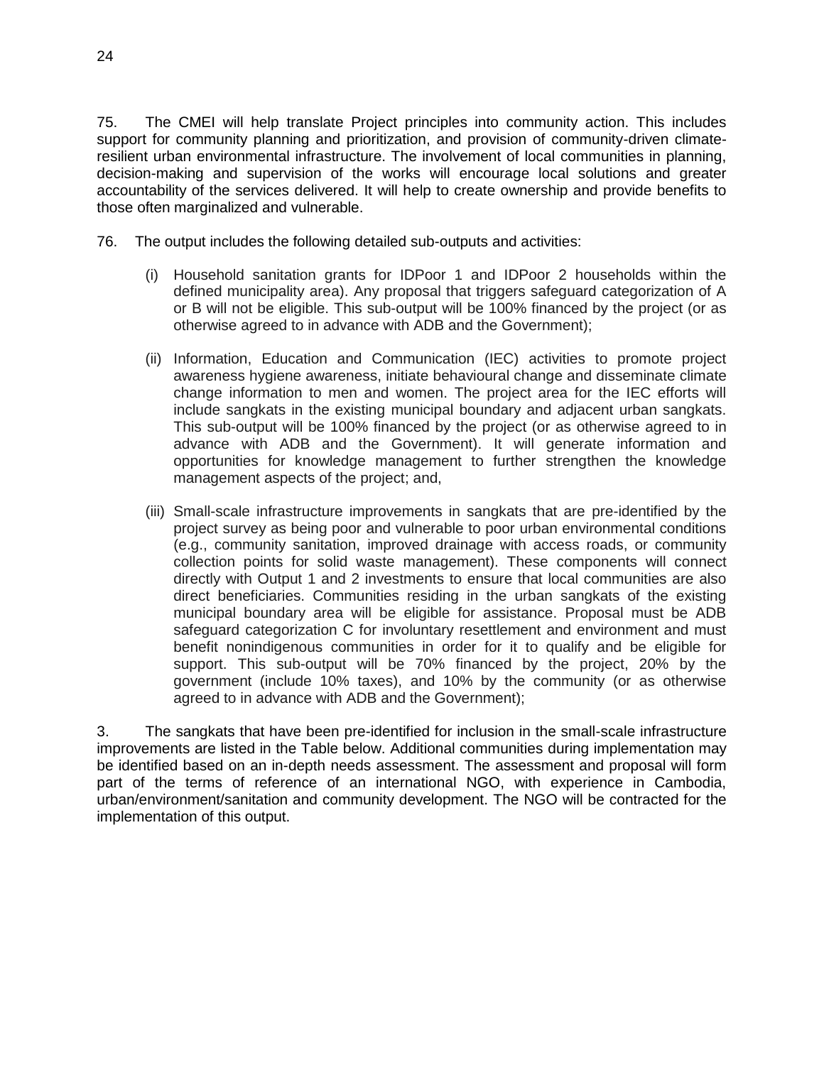75. The CMEI will help translate Project principles into community action. This includes support for community planning and prioritization, and provision of community-driven climate-resilient urban environmental infrastructure. The involvement of local communities in planning, decision-making and supervision of the works will encourage local solutions and greater accountability of the services delivered. It will help to create ownership and provide benefits to those often marginalized and vulnerable.

76. The output includes the following detailed sub-outputs and activities:

(i) Household sanitation grants for IDPoor 1 and IDPoor 2 households within the defined municipality area). Any proposal that triggers safeguard categorization of A or B will not be eligible. This sub-output will be 100% financed by the project (or as otherwise agreed to in advance with ADB and the Government);

(ii) Information, Education and Communication (IEC) activities to promote project awareness hygiene awareness, initiate behavioural change and disseminate climate change information to men and women. The project area for the IEC efforts will include sangkats in the existing municipal boundary and adjacent urban sangkats. This sub-output will be 100% financed by the project (or as otherwise agreed to in advance with ADB and the Government). It will generate information and opportunities for knowledge management to further strengthen the knowledge management aspects of the project; and,

(iii) Small-scale infrastructure improvements in sangkats that are pre-identified by the project survey as being poor and vulnerable to poor urban environmental conditions (e.g., community sanitation, improved drainage with access roads, or community collection points for solid waste management). These components will connect directly with Output 1 and 2 investments to ensure that local communities are also direct beneficiaries. Communities residing in the urban sangkats of the existing municipal boundary area will be eligible for assistance. Proposal must be ADB safeguard categorization C for involuntary resettlement and environment and must benefit nonindigenous communities in order for it to qualify and be eligible for support. This sub-output will be 70% financed by the project, 20% by the government (include 10% taxes), and 10% by the community (or as otherwise agreed to in advance with ADB and the Government);

3. The sangkats that have been pre-identified for inclusion in the small-scale infrastructure improvements are listed in the Table below. Additional communities during implementation may be identified based on an in-depth needs assessment. The assessment and proposal will form part of the terms of reference of an international NGO, with experience in Cambodia, urban/environment/sanitation and community development. The NGO will be contracted for the implementation of this output.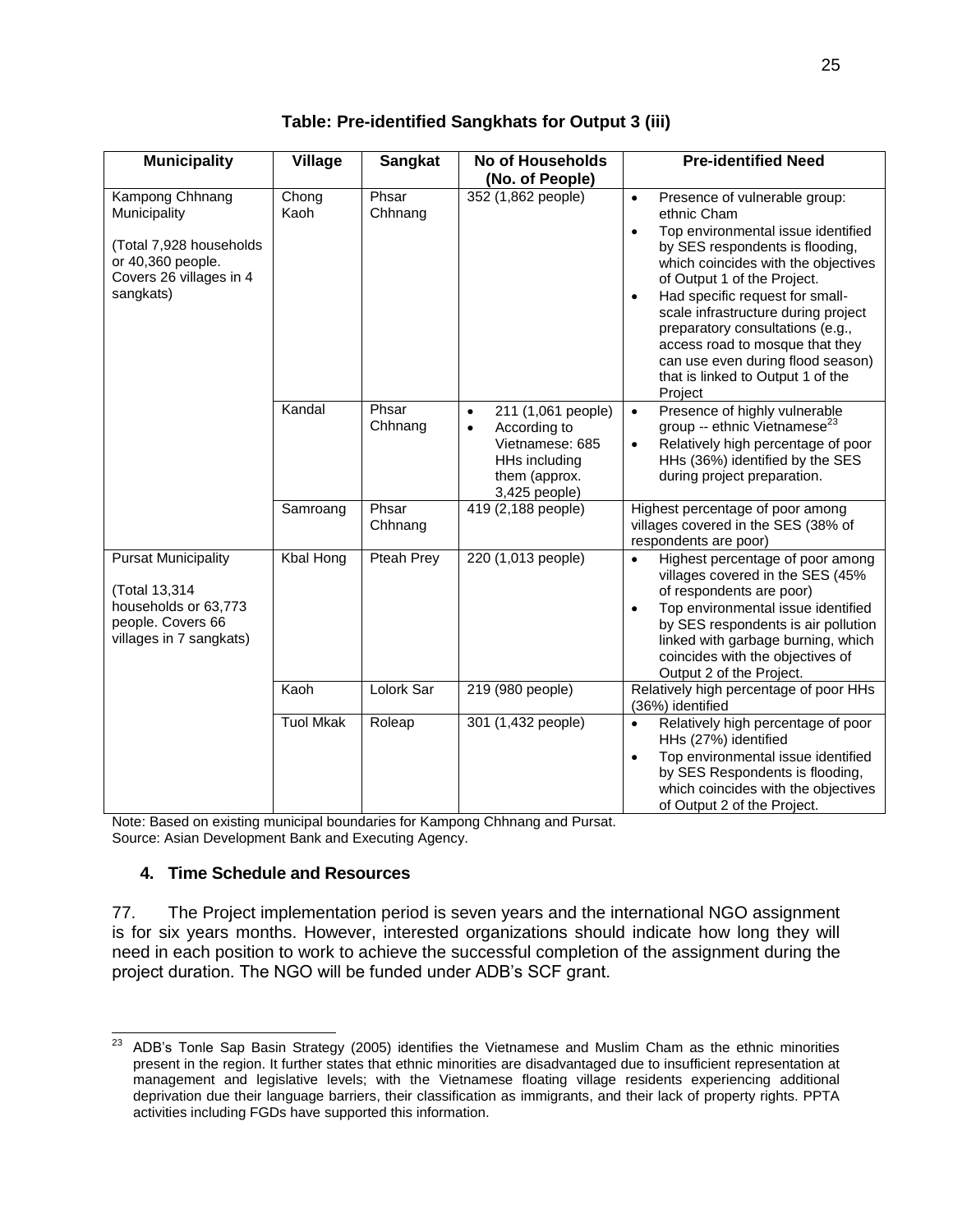**Table: Pre-identified Sangkhats for Output 3 (iii)**

| Municipality | Village | Sangkat | No of Households (No. of People) | Pre-identified Need |
|---|---|---|---|---|
| Kampong Chhnang Municipality<br><br>(Total 7,928 households or 40,360 people. Covers 26 villages in 4 sangkats) | Chong Kaoh | Phsar Chhnang | 352 (1,862 people) | • Presence of vulnerable group: ethnic Cham<br>• Top environmental issue identified by SES respondents is flooding, which coincides with the objectives of Output 1 of the Project.<br>• Had specific request for small-scale infrastructure during project preparatory consultations (e.g., access road to mosque that they can use even during flood season) that is linked to Output 1 of the Project |
| | Kandal | Phsar Chhnang | • 211 (1,061 people)<br>• According to Vietnamese: 685 HHs including them (approx. 3,425 people) | • Presence of highly vulnerable group -- ethnic Vietnamese[23]<br>• Relatively high percentage of poor HHs (36%) identified by the SES during project preparation. |
| | Samroang | Phsar Chhnang | 419 (2,188 people) | Highest percentage of poor among villages covered in the SES (38% of respondents are poor) |
| Pursat Municipality<br><br>(Total 13,314 households or 63,773 people. Covers 66 villages in 7 sangkats) | Kbal Hong | Pteah Prey | 220 (1,013 people) | • Highest percentage of poor among villages covered in the SES (45% of respondents are poor)<br>• Top environmental issue identified by SES respondents is air pollution linked with garbage burning, which coincides with the objectives of Output 2 of the Project. |
| | Kaoh | Lolork Sar | 219 (980 people) | Relatively high percentage of poor HHs (36%) identified |
| | Tuol Mkak | Roleap | 301 (1,432 people) | • Relatively high percentage of poor HHs (27%) identified<br>• Top environmental issue identified by SES Respondents is flooding, which coincides with the objectives of Output 2 of the Project. |

Note: Based on existing municipal boundaries for Kampong Chhnang and Pursat.
Source: Asian Development Bank and Executing Agency.

### 4. Time Schedule and Resources

77. The Project implementation period is seven years and the international NGO assignment is for six years months. However, interested organizations should indicate how long they will need in each position to work to achieve the successful completion of the assignment during the project duration. The NGO will be funded under ADB's SCF grant.

[23] ADB's Tonle Sap Basin Strategy (2005) identifies the Vietnamese and Muslim Cham as the ethnic minorities present in the region. It further states that ethnic minorities are disadvantaged due to insufficient representation at management and legislative levels; with the Vietnamese floating village residents experiencing additional deprivation due their language barriers, their classification as immigrants, and their lack of property rights. PPTA activities including FGDs have supported this information.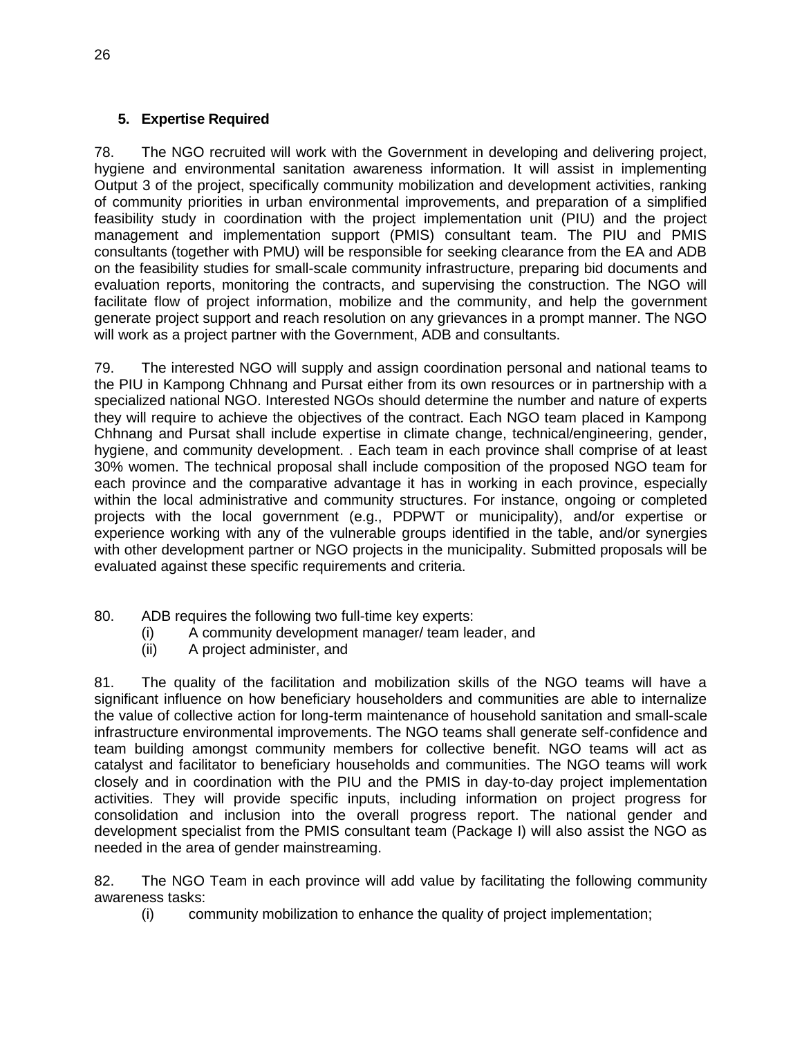### 5. Expertise Required

78. The NGO recruited will work with the Government in developing and delivering project, hygiene and environmental sanitation awareness information. It will assist in implementing Output 3 of the project, specifically community mobilization and development activities, ranking of community priorities in urban environmental improvements, and preparation of a simplified feasibility study in coordination with the project implementation unit (PIU) and the project management and implementation support (PMIS) consultant team. The PIU and PMIS consultants (together with PMU) will be responsible for seeking clearance from the EA and ADB on the feasibility studies for small-scale community infrastructure, preparing bid documents and evaluation reports, monitoring the contracts, and supervising the construction. The NGO will facilitate flow of project information, mobilize and the community, and help the government generate project support and reach resolution on any grievances in a prompt manner. The NGO will work as a project partner with the Government, ADB and consultants.

79. The interested NGO will supply and assign coordination personal and national teams to the PIU in Kampong Chhnang and Pursat either from its own resources or in partnership with a specialized national NGO. Interested NGOs should determine the number and nature of experts they will require to achieve the objectives of the contract. Each NGO team placed in Kampong Chhnang and Pursat shall include expertise in climate change, technical/engineering, gender, hygiene, and community development. . Each team in each province shall comprise of at least 30% women. The technical proposal shall include composition of the proposed NGO team for each province and the comparative advantage it has in working in each province, especially within the local administrative and community structures. For instance, ongoing or completed projects with the local government (e.g., PDPWT or municipality), and/or expertise or experience working with any of the vulnerable groups identified in the table, and/or synergies with other development partner or NGO projects in the municipality. Submitted proposals will be evaluated against these specific requirements and criteria.

80. ADB requires the following two full-time key experts:

(i) A community development manager/ team leader, and

(ii) A project administer, and

81. The quality of the facilitation and mobilization skills of the NGO teams will have a significant influence on how beneficiary householders and communities are able to internalize the value of collective action for long-term maintenance of household sanitation and small-scale infrastructure environmental improvements. The NGO teams shall generate self-confidence and team building amongst community members for collective benefit. NGO teams will act as catalyst and facilitator to beneficiary households and communities. The NGO teams will work closely and in coordination with the PIU and the PMIS in day-to-day project implementation activities. They will provide specific inputs, including information on project progress for consolidation and inclusion into the overall progress report. The national gender and development specialist from the PMIS consultant team (Package I) will also assist the NGO as needed in the area of gender mainstreaming.

82. The NGO Team in each province will add value by facilitating the following community awareness tasks:

(i) community mobilization to enhance the quality of project implementation;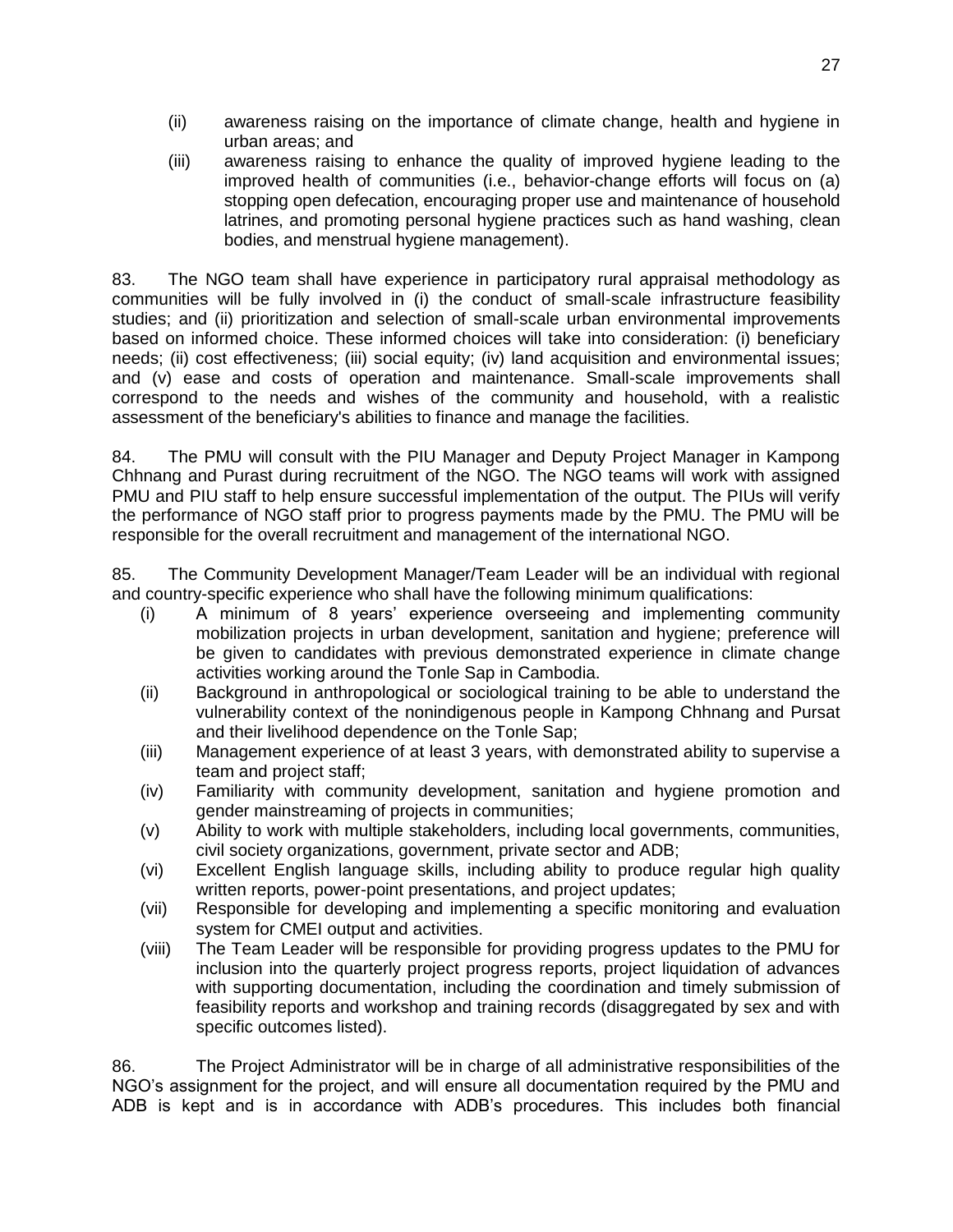(ii) awareness raising on the importance of climate change, health and hygiene in urban areas; and

(iii) awareness raising to enhance the quality of improved hygiene leading to the improved health of communities (i.e., behavior-change efforts will focus on (a) stopping open defecation, encouraging proper use and maintenance of household latrines, and promoting personal hygiene practices such as hand washing, clean bodies, and menstrual hygiene management).

83. The NGO team shall have experience in participatory rural appraisal methodology as communities will be fully involved in (i) the conduct of small-scale infrastructure feasibility studies; and (ii) prioritization and selection of small-scale urban environmental improvements based on informed choice. These informed choices will take into consideration: (i) beneficiary needs; (ii) cost effectiveness; (iii) social equity; (iv) land acquisition and environmental issues; and (v) ease and costs of operation and maintenance. Small-scale improvements shall correspond to the needs and wishes of the community and household, with a realistic assessment of the beneficiary's abilities to finance and manage the facilities.

84. The PMU will consult with the PIU Manager and Deputy Project Manager in Kampong Chhnang and Purast during recruitment of the NGO. The NGO teams will work with assigned PMU and PIU staff to help ensure successful implementation of the output. The PIUs will verify the performance of NGO staff prior to progress payments made by the PMU. The PMU will be responsible for the overall recruitment and management of the international NGO.

85. The Community Development Manager/Team Leader will be an individual with regional and country-specific experience who shall have the following minimum qualifications:

(i) A minimum of 8 years' experience overseeing and implementing community mobilization projects in urban development, sanitation and hygiene; preference will be given to candidates with previous demonstrated experience in climate change activities working around the Tonle Sap in Cambodia.

(ii) Background in anthropological or sociological training to be able to understand the vulnerability context of the nonindigenous people in Kampong Chhnang and Pursat and their livelihood dependence on the Tonle Sap;

(iii) Management experience of at least 3 years, with demonstrated ability to supervise a team and project staff;

(iv) Familiarity with community development, sanitation and hygiene promotion and gender mainstreaming of projects in communities;

(v) Ability to work with multiple stakeholders, including local governments, communities, civil society organizations, government, private sector and ADB;

(vi) Excellent English language skills, including ability to produce regular high quality written reports, power-point presentations, and project updates;

(vii) Responsible for developing and implementing a specific monitoring and evaluation system for CMEI output and activities.

(viii) The Team Leader will be responsible for providing progress updates to the PMU for inclusion into the quarterly project progress reports, project liquidation of advances with supporting documentation, including the coordination and timely submission of feasibility reports and workshop and training records (disaggregated by sex and with specific outcomes listed).

86. The Project Administrator will be in charge of all administrative responsibilities of the NGO's assignment for the project, and will ensure all documentation required by the PMU and ADB is kept and is in accordance with ADB's procedures. This includes both financial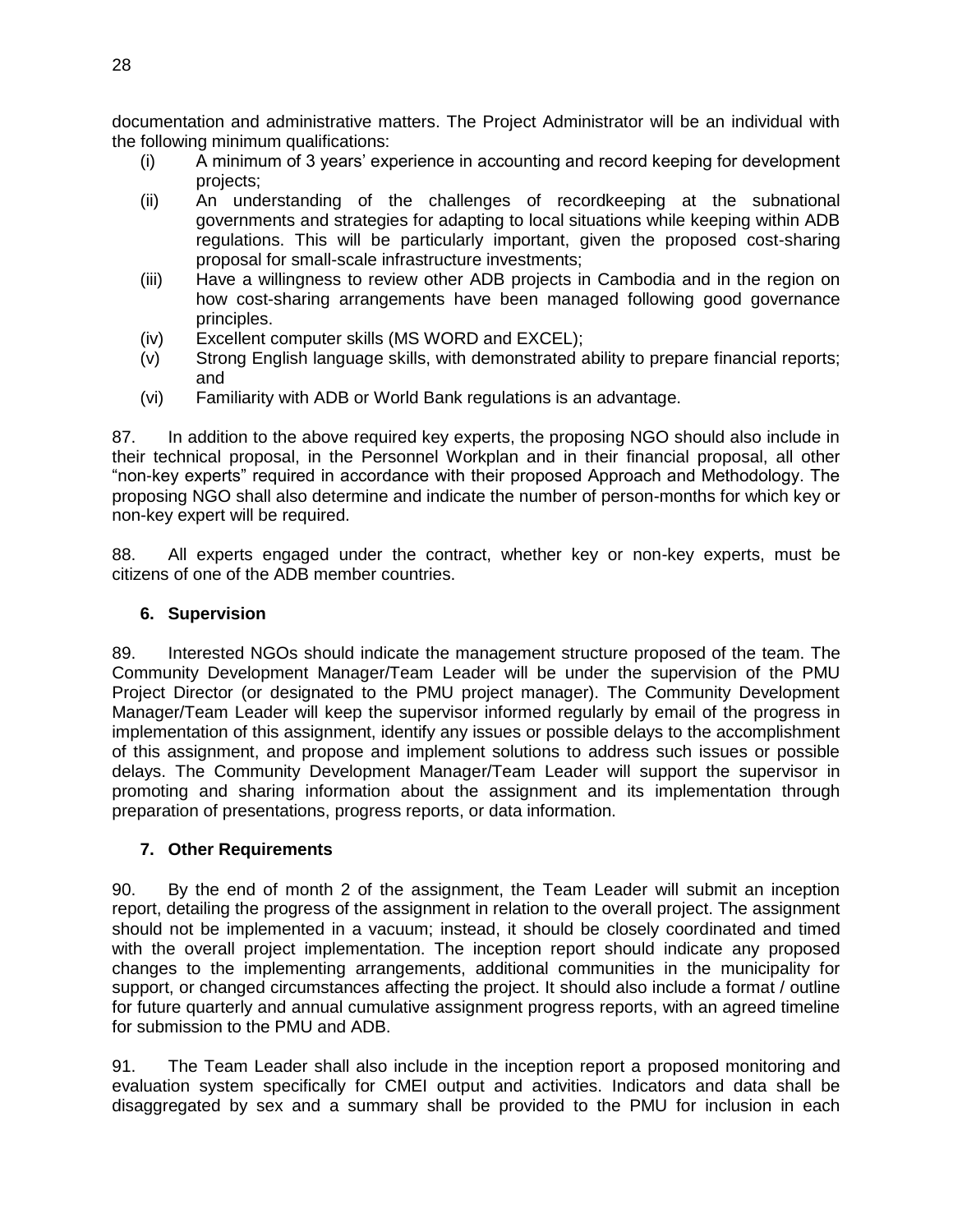documentation and administrative matters. The Project Administrator will be an individual with the following minimum qualifications:

(i) A minimum of 3 years' experience in accounting and record keeping for development projects;

(ii) An understanding of the challenges of recordkeeping at the subnational governments and strategies for adapting to local situations while keeping within ADB regulations. This will be particularly important, given the proposed cost-sharing proposal for small-scale infrastructure investments;

(iii) Have a willingness to review other ADB projects in Cambodia and in the region on how cost-sharing arrangements have been managed following good governance principles.

(iv) Excellent computer skills (MS WORD and EXCEL);

(v) Strong English language skills, with demonstrated ability to prepare financial reports; and

(vi) Familiarity with ADB or World Bank regulations is an advantage.

87. In addition to the above required key experts, the proposing NGO should also include in their technical proposal, in the Personnel Workplan and in their financial proposal, all other "non-key experts" required in accordance with their proposed Approach and Methodology. The proposing NGO shall also determine and indicate the number of person-months for which key or non-key expert will be required.

88. All experts engaged under the contract, whether key or non-key experts, must be citizens of one of the ADB member countries.

### 6. Supervision

89. Interested NGOs should indicate the management structure proposed of the team. The Community Development Manager/Team Leader will be under the supervision of the PMU Project Director (or designated to the PMU project manager). The Community Development Manager/Team Leader will keep the supervisor informed regularly by email of the progress in implementation of this assignment, identify any issues or possible delays to the accomplishment of this assignment, and propose and implement solutions to address such issues or possible delays. The Community Development Manager/Team Leader will support the supervisor in promoting and sharing information about the assignment and its implementation through preparation of presentations, progress reports, or data information.

### 7. Other Requirements

90. By the end of month 2 of the assignment, the Team Leader will submit an inception report, detailing the progress of the assignment in relation to the overall project. The assignment should not be implemented in a vacuum; instead, it should be closely coordinated and timed with the overall project implementation. The inception report should indicate any proposed changes to the implementing arrangements, additional communities in the municipality for support, or changed circumstances affecting the project. It should also include a format / outline for future quarterly and annual cumulative assignment progress reports, with an agreed timeline for submission to the PMU and ADB.

91. The Team Leader shall also include in the inception report a proposed monitoring and evaluation system specifically for CMEI output and activities. Indicators and data shall be disaggregated by sex and a summary shall be provided to the PMU for inclusion in each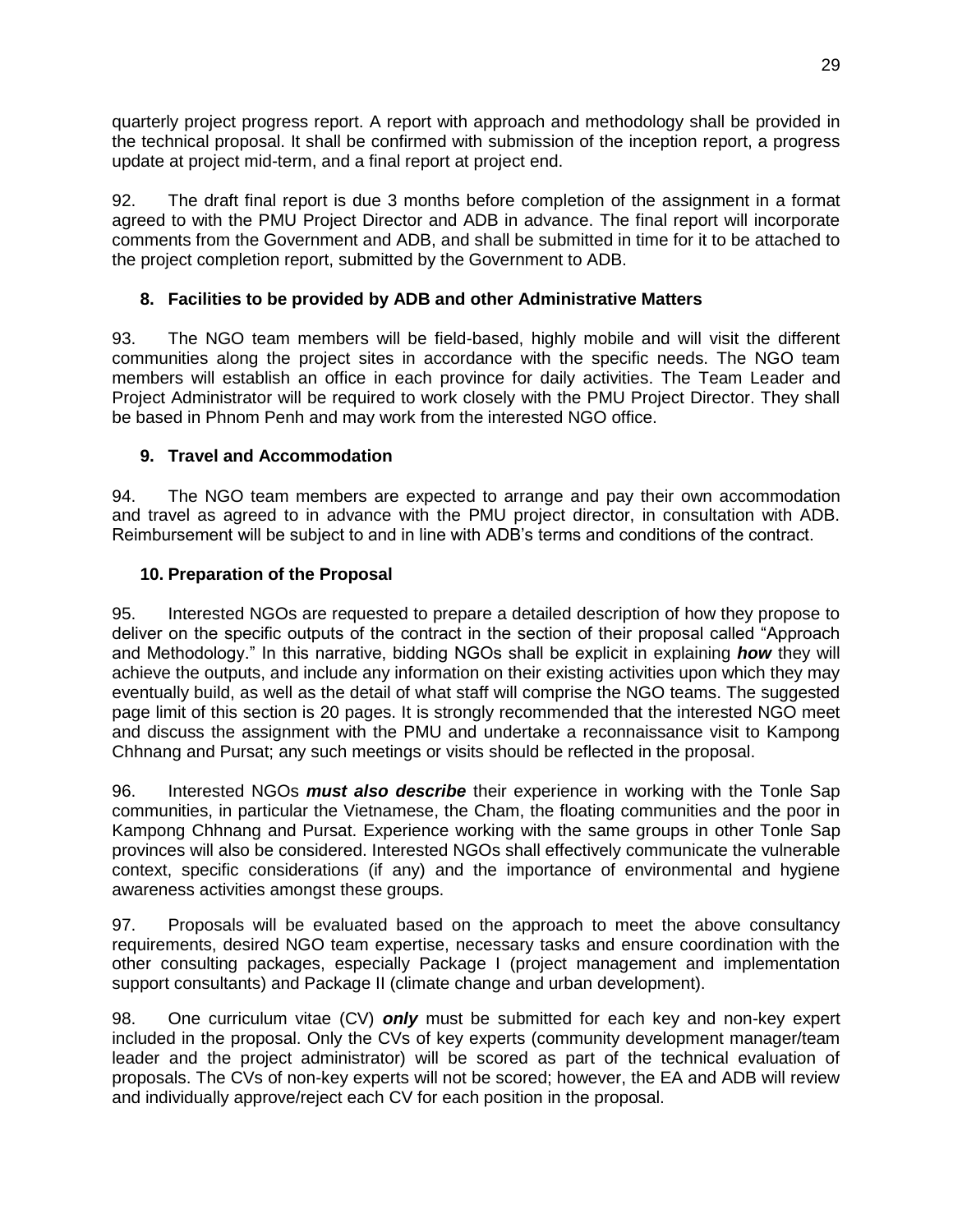quarterly project progress report. A report with approach and methodology shall be provided in the technical proposal. It shall be confirmed with submission of the inception report, a progress update at project mid-term, and a final report at project end.

92. The draft final report is due 3 months before completion of the assignment in a format agreed to with the PMU Project Director and ADB in advance. The final report will incorporate comments from the Government and ADB, and shall be submitted in time for it to be attached to the project completion report, submitted by the Government to ADB.

### 8. Facilities to be provided by ADB and other Administrative Matters

93. The NGO team members will be field-based, highly mobile and will visit the different communities along the project sites in accordance with the specific needs. The NGO team members will establish an office in each province for daily activities. The Team Leader and Project Administrator will be required to work closely with the PMU Project Director. They shall be based in Phnom Penh and may work from the interested NGO office.

### 9. Travel and Accommodation

94. The NGO team members are expected to arrange and pay their own accommodation and travel as agreed to in advance with the PMU project director, in consultation with ADB. Reimbursement will be subject to and in line with ADB's terms and conditions of the contract.

### 10. Preparation of the Proposal

95. Interested NGOs are requested to prepare a detailed description of how they propose to deliver on the specific outputs of the contract in the section of their proposal called "Approach and Methodology." In this narrative, bidding NGOs shall be explicit in explaining ***how*** they will achieve the outputs, and include any information on their existing activities upon which they may eventually build, as well as the detail of what staff will comprise the NGO teams. The suggested page limit of this section is 20 pages. It is strongly recommended that the interested NGO meet and discuss the assignment with the PMU and undertake a reconnaissance visit to Kampong Chhnang and Pursat; any such meetings or visits should be reflected in the proposal.

96. Interested NGOs ***must also describe*** their experience in working with the Tonle Sap communities, in particular the Vietnamese, the Cham, the floating communities and the poor in Kampong Chhnang and Pursat. Experience working with the same groups in other Tonle Sap provinces will also be considered. Interested NGOs shall effectively communicate the vulnerable context, specific considerations (if any) and the importance of environmental and hygiene awareness activities amongst these groups.

97. Proposals will be evaluated based on the approach to meet the above consultancy requirements, desired NGO team expertise, necessary tasks and ensure coordination with the other consulting packages, especially Package I (project management and implementation support consultants) and Package II (climate change and urban development).

98. One curriculum vitae (CV) ***only*** must be submitted for each key and non-key expert included in the proposal. Only the CVs of key experts (community development manager/team leader and the project administrator) will be scored as part of the technical evaluation of proposals. The CVs of non-key experts will not be scored; however, the EA and ADB will review and individually approve/reject each CV for each position in the proposal.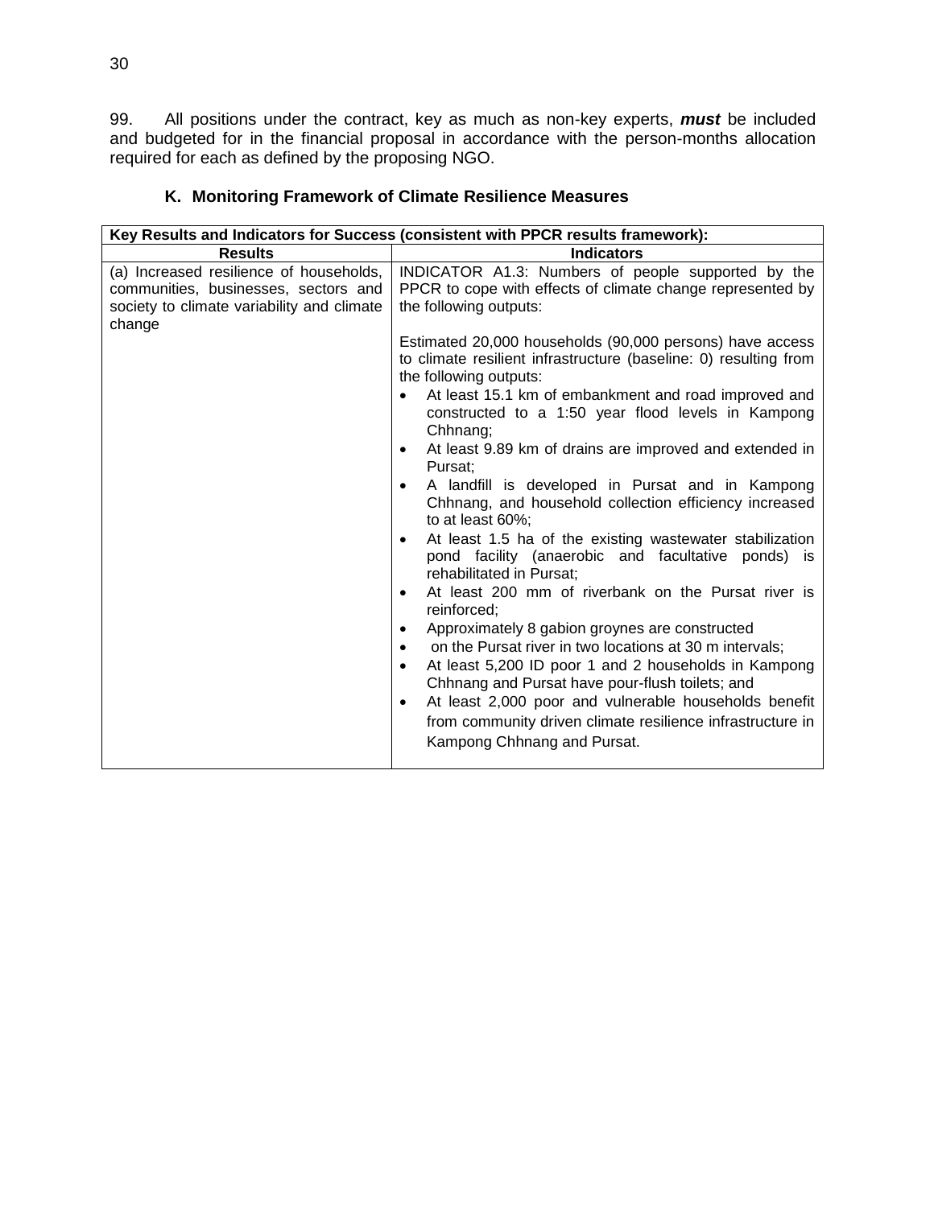99. All positions under the contract, key as much as non-key experts, ***must*** be included and budgeted for in the financial proposal in accordance with the person-months allocation required for each as defined by the proposing NGO.

## K. Monitoring Framework of Climate Resilience Measures

| **Key Results and Indicators for Success (consistent with PPCR results framework):** | |
|---|---|
| **Results** | **Indicators** |
| (a) Increased resilience of households, communities, businesses, sectors and society to climate variability and climate change | INDICATOR A1.3: Numbers of people supported by the PPCR to cope with effects of climate change represented by the following outputs:<br><br>Estimated 20,000 households (90,000 persons) have access to climate resilient infrastructure (baseline: 0) resulting from the following outputs:<br>• At least 15.1 km of embankment and road improved and constructed to a 1:50 year flood levels in Kampong Chhnang;<br>• At least 9.89 km of drains are improved and extended in Pursat;<br>• A landfill is developed in Pursat and in Kampong Chhnang, and household collection efficiency increased to at least 60%;<br>• At least 1.5 ha of the existing wastewater stabilization pond facility (anaerobic and facultative ponds) is rehabilitated in Pursat;<br>• At least 200 mm of riverbank on the Pursat river is reinforced;<br>• Approximately 8 gabion groynes are constructed<br>• on the Pursat river in two locations at 30 m intervals;<br>• At least 5,200 ID poor 1 and 2 households in Kampong Chhnang and Pursat have pour-flush toilets; and<br>• At least 2,000 poor and vulnerable households benefit from community driven climate resilience infrastructure in Kampong Chhnang and Pursat. |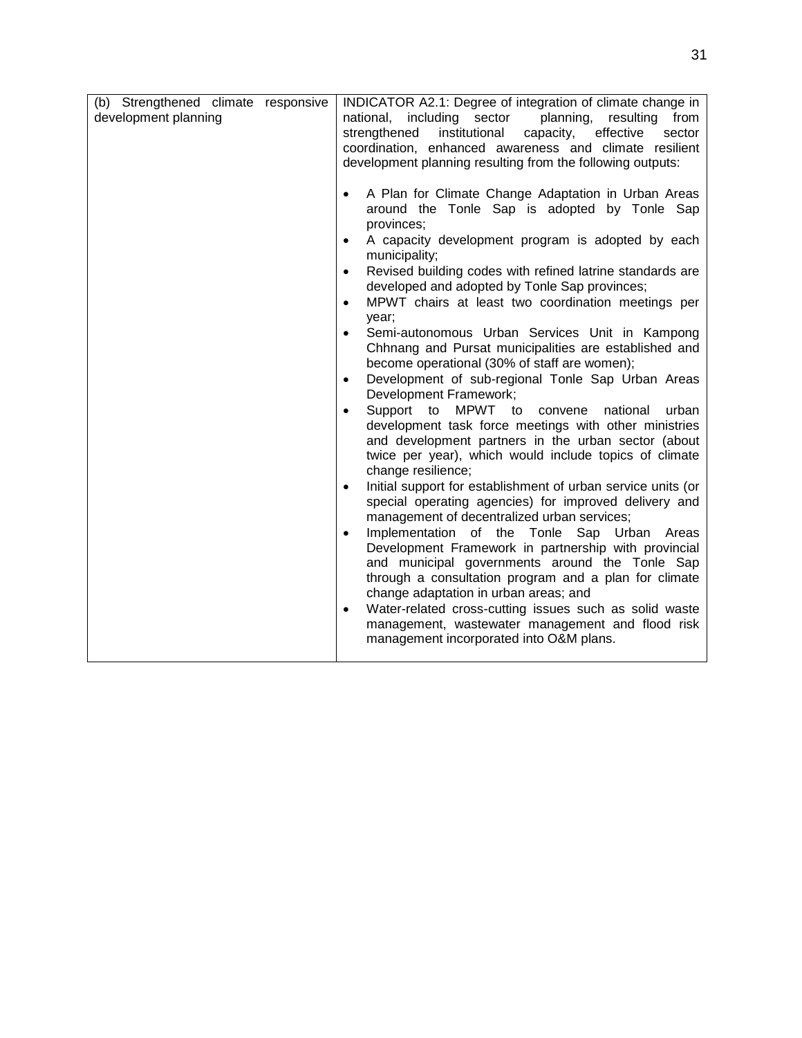| (b) Strengthened climate responsive development planning | INDICATOR A2.1: Degree of integration of climate change in national, including sector planning, resulting from strengthened institutional capacity, effective sector coordination, enhanced awareness and climate resilient development planning resulting from the following outputs:<br><br>• A Plan for Climate Change Adaptation in Urban Areas around the Tonle Sap is adopted by Tonle Sap provinces;<br>• A capacity development program is adopted by each municipality;<br>• Revised building codes with refined latrine standards are developed and adopted by Tonle Sap provinces;<br>• MPWT chairs at least two coordination meetings per year;<br>• Semi-autonomous Urban Services Unit in Kampong Chhnang and Pursat municipalities are established and become operational (30% of staff are women);<br>• Development of sub-regional Tonle Sap Urban Areas Development Framework;<br>• Support to MPWT to convene national urban development task force meetings with other ministries and development partners in the urban sector (about twice per year), which would include topics of climate change resilience;<br>• Initial support for establishment of urban service units (or special operating agencies) for improved delivery and management of decentralized urban services;<br>• Implementation of the Tonle Sap Urban Areas Development Framework in partnership with provincial and municipal governments around the Tonle Sap through a consultation program and a plan for climate change adaptation in urban areas; and<br>• Water-related cross-cutting issues such as solid waste management, wastewater management and flood risk management incorporated into O&M plans. |
|---|---|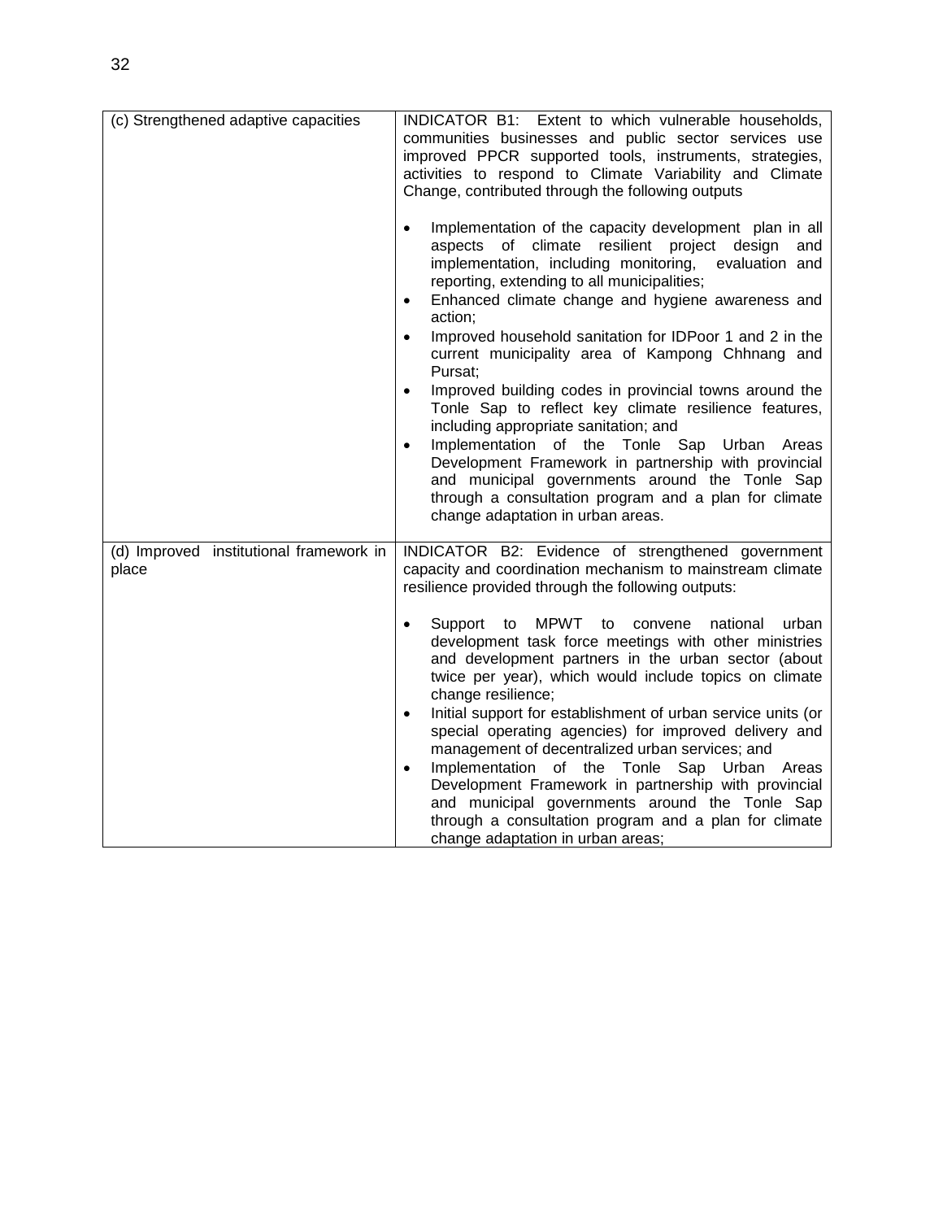| | |
|---|---|
| (c) Strengthened adaptive capacities | INDICATOR B1: Extent to which vulnerable households, communities businesses and public sector services use improved PPCR supported tools, instruments, strategies, activities to respond to Climate Variability and Climate Change, contributed through the following outputs<br><br>• Implementation of the capacity development plan in all aspects of climate resilient project design and implementation, including monitoring, evaluation and reporting, extending to all municipalities;<br>• Enhanced climate change and hygiene awareness and action;<br>• Improved household sanitation for IDPoor 1 and 2 in the current municipality area of Kampong Chhnang and Pursat;<br>• Improved building codes in provincial towns around the Tonle Sap to reflect key climate resilience features, including appropriate sanitation; and<br>• Implementation of the Tonle Sap Urban Areas Development Framework in partnership with provincial and municipal governments around the Tonle Sap through a consultation program and a plan for climate change adaptation in urban areas. |
| (d) Improved institutional framework in place | INDICATOR B2: Evidence of strengthened government capacity and coordination mechanism to mainstream climate resilience provided through the following outputs:<br><br>• Support to MPWT to convene national urban development task force meetings with other ministries and development partners in the urban sector (about twice per year), which would include topics on climate change resilience;<br>• Initial support for establishment of urban service units (or special operating agencies) for improved delivery and management of decentralized urban services; and<br>• Implementation of the Tonle Sap Urban Areas Development Framework in partnership with provincial and municipal governments around the Tonle Sap through a consultation program and a plan for climate change adaptation in urban areas; |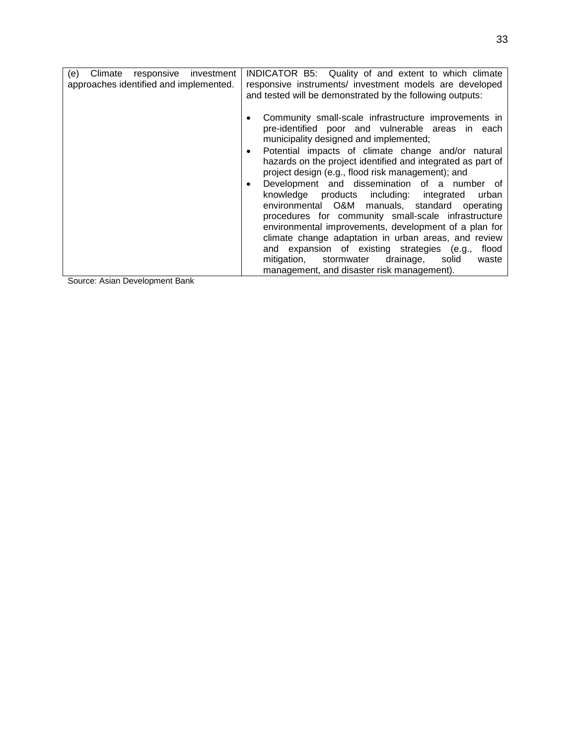| | |
|---|---|
| (e) Climate responsive investment approaches identified and implemented. | INDICATOR B5: Quality of and extent to which climate responsive instruments/ investment models are developed and tested will be demonstrated by the following outputs:<br><br>• Community small-scale infrastructure improvements in pre-identified poor and vulnerable areas in each municipality designed and implemented;<br>• Potential impacts of climate change and/or natural hazards on the project identified and integrated as part of project design (e.g., flood risk management); and<br>• Development and dissemination of a number of knowledge products including: integrated urban environmental O&M manuals, standard operating procedures for community small-scale infrastructure environmental improvements, development of a plan for climate change adaptation in urban areas, and review and expansion of existing strategies (e.g., flood mitigation, stormwater drainage, solid waste management, and disaster risk management). |

Source: Asian Development Bank